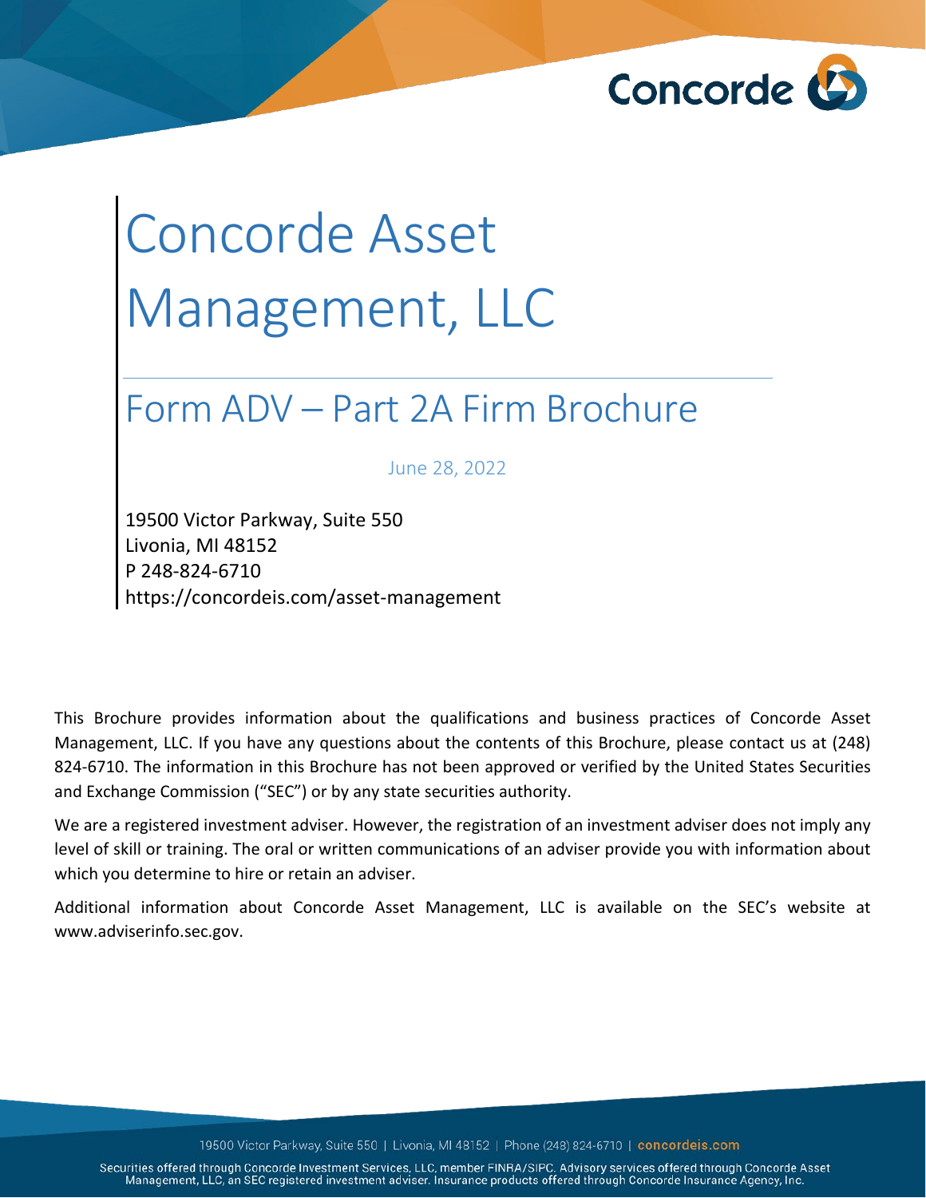# Concorde Asset Management, LLC

## Form ADV – Part 2A Firm Brochure

June 28, 2022

19500 Victor Parkway, Suite 550
Livonia, MI 48152
P 248-824-6710
https://concordeis.com/asset-management

This Brochure provides information about the qualifications and business practices of Concorde Asset Management, LLC. If you have any questions about the contents of this Brochure, please contact us at (248) 824-6710. The information in this Brochure has not been approved or verified by the United States Securities and Exchange Commission ("SEC") or by any state securities authority.

We are a registered investment adviser. However, the registration of an investment adviser does not imply any level of skill or training. The oral or written communications of an adviser provide you with information about which you determine to hire or retain an adviser.

Additional information about Concorde Asset Management, LLC is available on the SEC's website at www.adviserinfo.sec.gov.

Securities offered through Concorde Investment Services, LLC, member FINRA/SIPC. Advisory services offered through Concorde Asset Management, LLC, an SEC registered investment adviser. Insurance products offered through Concorde Insurance Agency, Inc.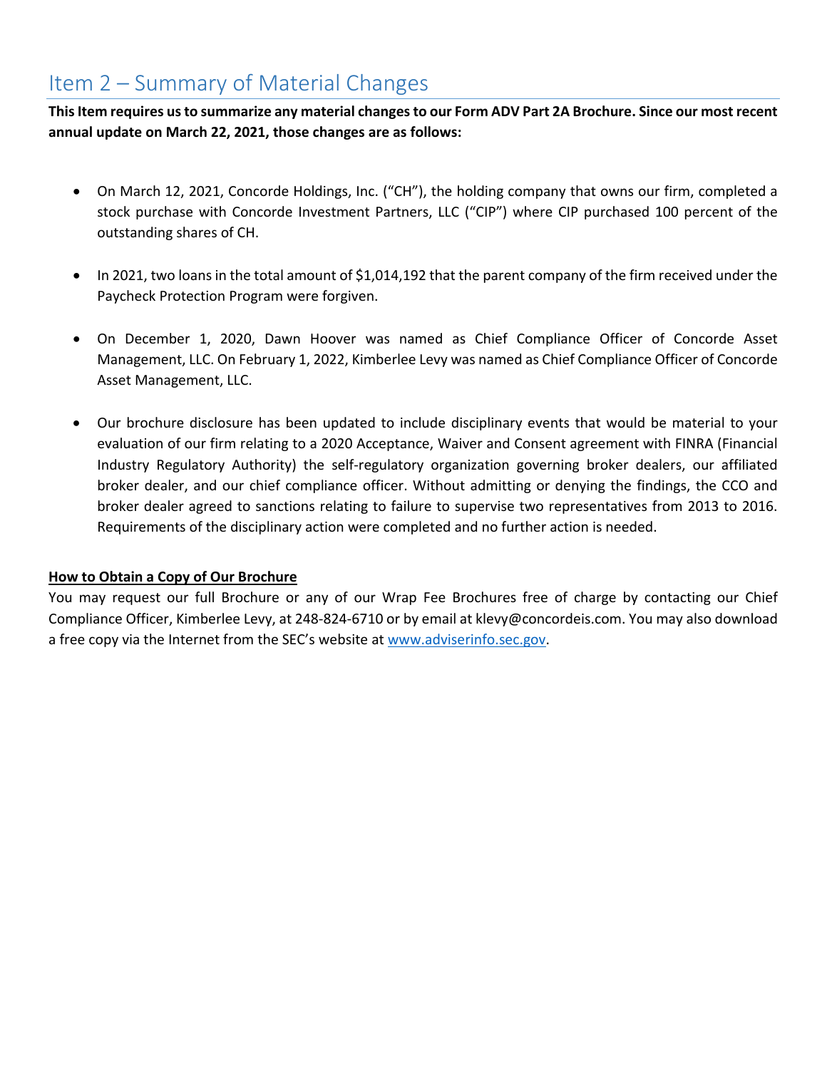# Item 2 – Summary of Material Changes

**This Item requires us to summarize any material changes to our Form ADV Part 2A Brochure. Since our most recent annual update on March 22, 2021, those changes are as follows:**

- On March 12, 2021, Concorde Holdings, Inc. ("CH"), the holding company that owns our firm, completed a stock purchase with Concorde Investment Partners, LLC ("CIP") where CIP purchased 100 percent of the outstanding shares of CH.
- In 2021, two loans in the total amount of $1,014,192 that the parent company of the firm received under the Paycheck Protection Program were forgiven.
- On December 1, 2020, Dawn Hoover was named as Chief Compliance Officer of Concorde Asset Management, LLC. On February 1, 2022, Kimberlee Levy was named as Chief Compliance Officer of Concorde Asset Management, LLC.
- Our brochure disclosure has been updated to include disciplinary events that would be material to your evaluation of our firm relating to a 2020 Acceptance, Waiver and Consent agreement with FINRA (Financial Industry Regulatory Authority) the self-regulatory organization governing broker dealers, our affiliated broker dealer, and our chief compliance officer. Without admitting or denying the findings, the CCO and broker dealer agreed to sanctions relating to failure to supervise two representatives from 2013 to 2016. Requirements of the disciplinary action were completed and no further action is needed.

**How to Obtain a Copy of Our Brochure**

You may request our full Brochure or any of our Wrap Fee Brochures free of charge by contacting our Chief Compliance Officer, Kimberlee Levy, at 248-824-6710 or by email at klevy@concordeis.com. You may also download a free copy via the Internet from the SEC's website at www.adviserinfo.sec.gov.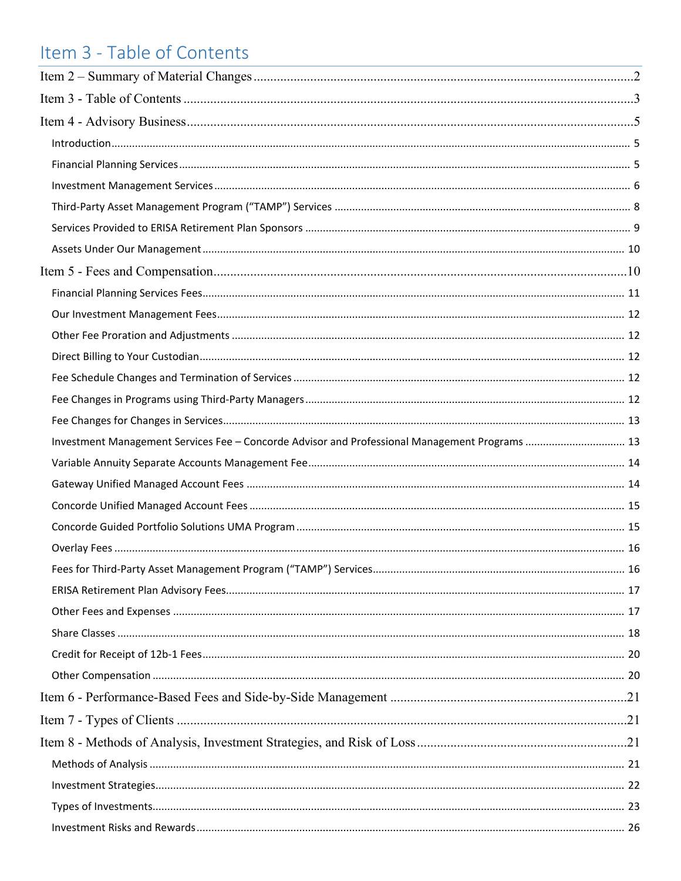# Item 3 - Table of Contents

Item 2 – Summary of Material Changes ....................................................................................................2

Item 3 - Table of Contents ....................................................................................................3

Item 4 - Advisory Business....................................................................................................5

- Introduction .................................................................................................... 5
- Financial Planning Services .................................................................................................... 5
- Investment Management Services .................................................................................................... 6
- Third-Party Asset Management Program ("TAMP") Services .................................................................................................... 8
- Services Provided to ERISA Retirement Plan Sponsors .................................................................................................... 9
- Assets Under Our Management .................................................................................................... 10

Item 5 - Fees and Compensation....................................................................................................10

- Financial Planning Services Fees .................................................................................................... 11
- Our Investment Management Fees .................................................................................................... 12
- Other Fee Proration and Adjustments .................................................................................................... 12
- Direct Billing to Your Custodian .................................................................................................... 12
- Fee Schedule Changes and Termination of Services .................................................................................................... 12
- Fee Changes in Programs using Third-Party Managers .................................................................................................... 12
- Fee Changes for Changes in Services .................................................................................................... 13
- Investment Management Services Fee – Concorde Advisor and Professional Management Programs .................................................................................................... 13
- Variable Annuity Separate Accounts Management Fee .................................................................................................... 14
- Gateway Unified Managed Account Fees .................................................................................................... 14
- Concorde Unified Managed Account Fees .................................................................................................... 15
- Concorde Guided Portfolio Solutions UMA Program .................................................................................................... 15
- Overlay Fees .................................................................................................... 16
- Fees for Third-Party Asset Management Program ("TAMP") Services .................................................................................................... 16
- ERISA Retirement Plan Advisory Fees .................................................................................................... 17
- Other Fees and Expenses .................................................................................................... 17
- Share Classes .................................................................................................... 18
- Credit for Receipt of 12b-1 Fees .................................................................................................... 20
- Other Compensation .................................................................................................... 20

Item 6 - Performance-Based Fees and Side-by-Side Management ....................................................................................................21

Item 7 - Types of Clients ....................................................................................................21

Item 8 - Methods of Analysis, Investment Strategies, and Risk of Loss ....................................................................................................21

- Methods of Analysis .................................................................................................... 21
- Investment Strategies .................................................................................................... 22
- Types of Investments .................................................................................................... 23
- Investment Risks and Rewards .................................................................................................... 26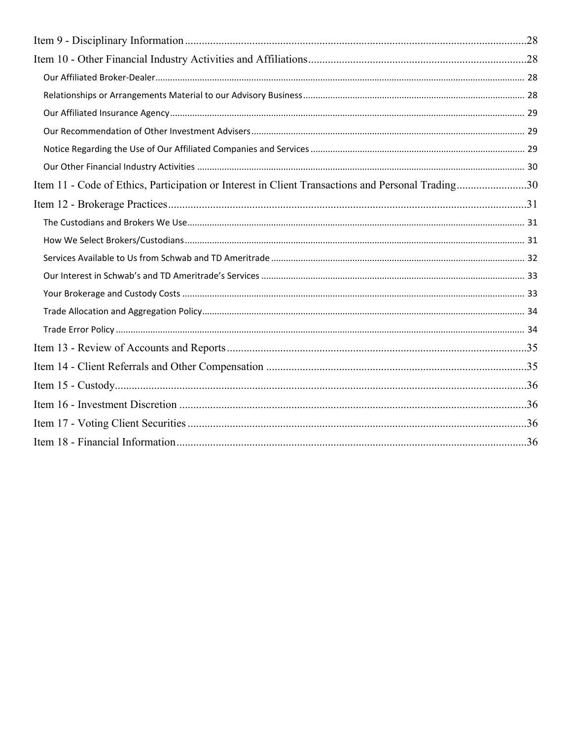Item 9 - Disciplinary Information ..........28

Item 10 - Other Financial Industry Activities and Affiliations ..........28

- Our Affiliated Broker-Dealer ..........28
- Relationships or Arrangements Material to our Advisory Business ..........28
- Our Affiliated Insurance Agency ..........29
- Our Recommendation of Other Investment Advisers ..........29
- Notice Regarding the Use of Our Affiliated Companies and Services ..........29
- Our Other Financial Industry Activities ..........30

Item 11 - Code of Ethics, Participation or Interest in Client Transactions and Personal Trading ..........30

Item 12 - Brokerage Practices ..........31

- The Custodians and Brokers We Use ..........31
- How We Select Brokers/Custodians ..........31
- Services Available to Us from Schwab and TD Ameritrade ..........32
- Our Interest in Schwab's and TD Ameritrade's Services ..........33
- Your Brokerage and Custody Costs ..........33
- Trade Allocation and Aggregation Policy ..........34
- Trade Error Policy ..........34

Item 13 - Review of Accounts and Reports ..........35

Item 14 - Client Referrals and Other Compensation ..........35

Item 15 - Custody ..........36

Item 16 - Investment Discretion ..........36

Item 17 - Voting Client Securities ..........36

Item 18 - Financial Information ..........36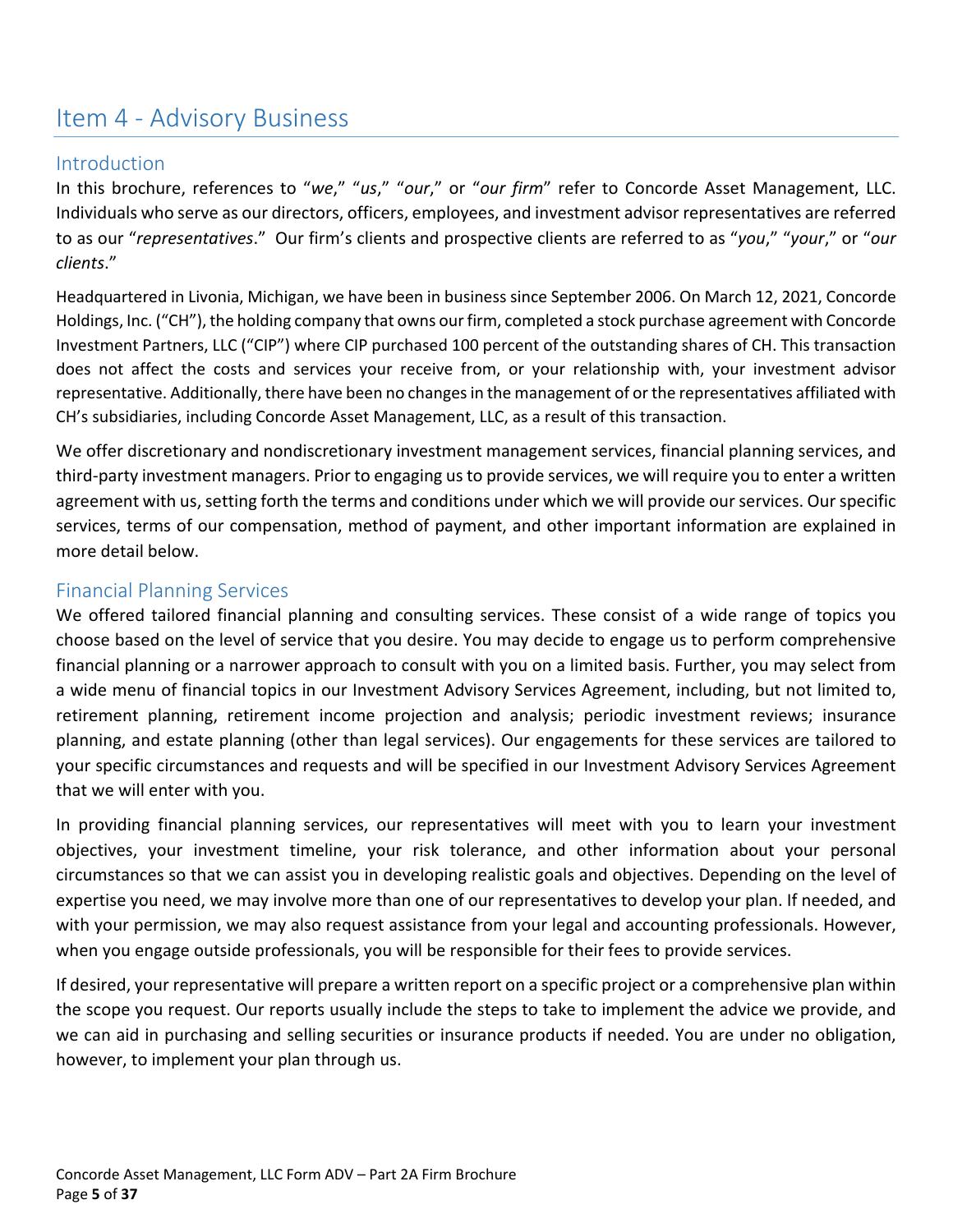# Item 4 - Advisory Business

## Introduction

In this brochure, references to "*we*," "*us*," "*our*," or "*our firm*" refer to Concorde Asset Management, LLC. Individuals who serve as our directors, officers, employees, and investment advisor representatives are referred to as our "*representatives*." Our firm's clients and prospective clients are referred to as "*you*," "*your*," or "*our clients*."

Headquartered in Livonia, Michigan, we have been in business since September 2006. On March 12, 2021, Concorde Holdings, Inc. ("CH"), the holding company that owns our firm, completed a stock purchase agreement with Concorde Investment Partners, LLC ("CIP") where CIP purchased 100 percent of the outstanding shares of CH. This transaction does not affect the costs and services your receive from, or your relationship with, your investment advisor representative. Additionally, there have been no changes in the management of or the representatives affiliated with CH's subsidiaries, including Concorde Asset Management, LLC, as a result of this transaction.

We offer discretionary and nondiscretionary investment management services, financial planning services, and third-party investment managers. Prior to engaging us to provide services, we will require you to enter a written agreement with us, setting forth the terms and conditions under which we will provide our services. Our specific services, terms of our compensation, method of payment, and other important information are explained in more detail below.

## Financial Planning Services

We offered tailored financial planning and consulting services. These consist of a wide range of topics you choose based on the level of service that you desire. You may decide to engage us to perform comprehensive financial planning or a narrower approach to consult with you on a limited basis. Further, you may select from a wide menu of financial topics in our Investment Advisory Services Agreement, including, but not limited to, retirement planning, retirement income projection and analysis; periodic investment reviews; insurance planning, and estate planning (other than legal services). Our engagements for these services are tailored to your specific circumstances and requests and will be specified in our Investment Advisory Services Agreement that we will enter with you.

In providing financial planning services, our representatives will meet with you to learn your investment objectives, your investment timeline, your risk tolerance, and other information about your personal circumstances so that we can assist you in developing realistic goals and objectives. Depending on the level of expertise you need, we may involve more than one of our representatives to develop your plan. If needed, and with your permission, we may also request assistance from your legal and accounting professionals. However, when you engage outside professionals, you will be responsible for their fees to provide services.

If desired, your representative will prepare a written report on a specific project or a comprehensive plan within the scope you request. Our reports usually include the steps to take to implement the advice we provide, and we can aid in purchasing and selling securities or insurance products if needed. You are under no obligation, however, to implement your plan through us.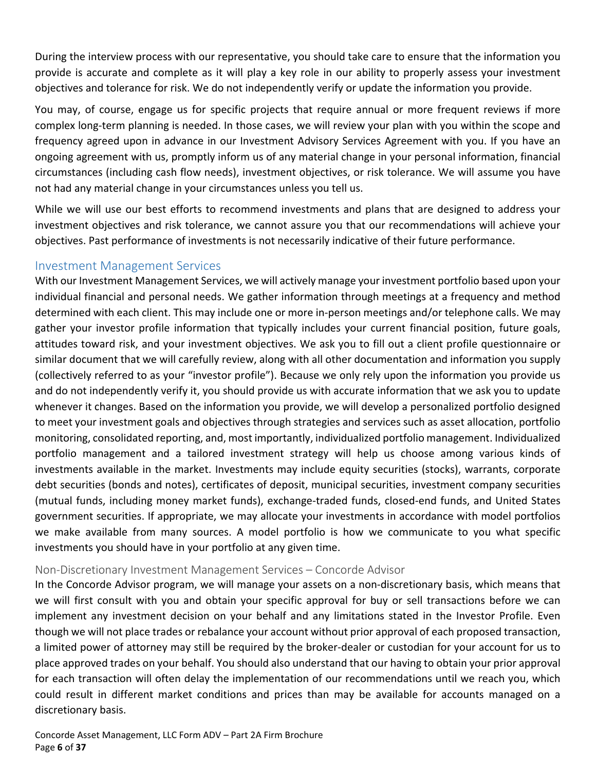During the interview process with our representative, you should take care to ensure that the information you provide is accurate and complete as it will play a key role in our ability to properly assess your investment objectives and tolerance for risk. We do not independently verify or update the information you provide.

You may, of course, engage us for specific projects that require annual or more frequent reviews if more complex long-term planning is needed. In those cases, we will review your plan with you within the scope and frequency agreed upon in advance in our Investment Advisory Services Agreement with you. If you have an ongoing agreement with us, promptly inform us of any material change in your personal information, financial circumstances (including cash flow needs), investment objectives, or risk tolerance. We will assume you have not had any material change in your circumstances unless you tell us.

While we will use our best efforts to recommend investments and plans that are designed to address your investment objectives and risk tolerance, we cannot assure you that our recommendations will achieve your objectives. Past performance of investments is not necessarily indicative of their future performance.

## Investment Management Services

With our Investment Management Services, we will actively manage your investment portfolio based upon your individual financial and personal needs. We gather information through meetings at a frequency and method determined with each client. This may include one or more in-person meetings and/or telephone calls. We may gather your investor profile information that typically includes your current financial position, future goals, attitudes toward risk, and your investment objectives. We ask you to fill out a client profile questionnaire or similar document that we will carefully review, along with all other documentation and information you supply (collectively referred to as your "investor profile"). Because we only rely upon the information you provide us and do not independently verify it, you should provide us with accurate information that we ask you to update whenever it changes. Based on the information you provide, we will develop a personalized portfolio designed to meet your investment goals and objectives through strategies and services such as asset allocation, portfolio monitoring, consolidated reporting, and, most importantly, individualized portfolio management. Individualized portfolio management and a tailored investment strategy will help us choose among various kinds of investments available in the market. Investments may include equity securities (stocks), warrants, corporate debt securities (bonds and notes), certificates of deposit, municipal securities, investment company securities (mutual funds, including money market funds), exchange-traded funds, closed-end funds, and United States government securities. If appropriate, we may allocate your investments in accordance with model portfolios we make available from many sources. A model portfolio is how we communicate to you what specific investments you should have in your portfolio at any given time.

### Non-Discretionary Investment Management Services – Concorde Advisor

In the Concorde Advisor program, we will manage your assets on a non-discretionary basis, which means that we will first consult with you and obtain your specific approval for buy or sell transactions before we can implement any investment decision on your behalf and any limitations stated in the Investor Profile. Even though we will not place trades or rebalance your account without prior approval of each proposed transaction, a limited power of attorney may still be required by the broker-dealer or custodian for your account for us to place approved trades on your behalf. You should also understand that our having to obtain your prior approval for each transaction will often delay the implementation of our recommendations until we reach you, which could result in different market conditions and prices than may be available for accounts managed on a discretionary basis.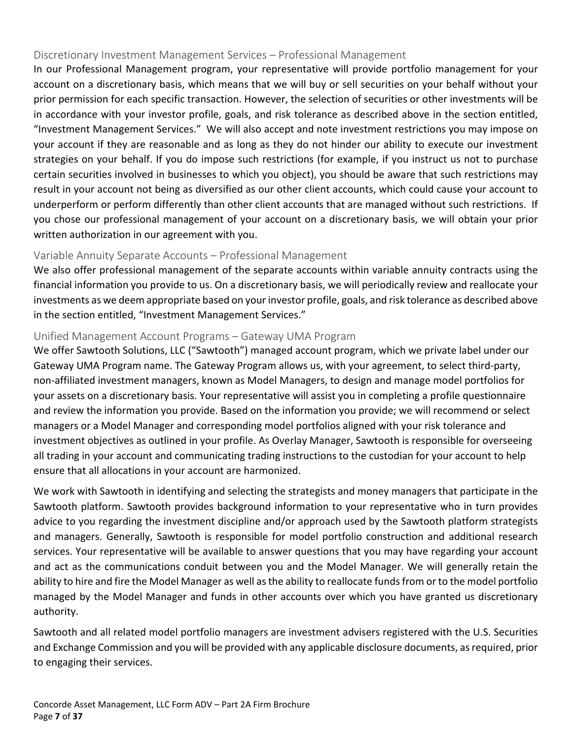### Discretionary Investment Management Services – Professional Management

In our Professional Management program, your representative will provide portfolio management for your account on a discretionary basis, which means that we will buy or sell securities on your behalf without your prior permission for each specific transaction. However, the selection of securities or other investments will be in accordance with your investor profile, goals, and risk tolerance as described above in the section entitled, "Investment Management Services." We will also accept and note investment restrictions you may impose on your account if they are reasonable and as long as they do not hinder our ability to execute our investment strategies on your behalf. If you do impose such restrictions (for example, if you instruct us not to purchase certain securities involved in businesses to which you object), you should be aware that such restrictions may result in your account not being as diversified as our other client accounts, which could cause your account to underperform or perform differently than other client accounts that are managed without such restrictions. If you chose our professional management of your account on a discretionary basis, we will obtain your prior written authorization in our agreement with you.

### Variable Annuity Separate Accounts – Professional Management

We also offer professional management of the separate accounts within variable annuity contracts using the financial information you provide to us. On a discretionary basis, we will periodically review and reallocate your investments as we deem appropriate based on your investor profile, goals, and risk tolerance as described above in the section entitled, "Investment Management Services."

### Unified Management Account Programs – Gateway UMA Program

We offer Sawtooth Solutions, LLC ("Sawtooth") managed account program, which we private label under our Gateway UMA Program name. The Gateway Program allows us, with your agreement, to select third-party, non-affiliated investment managers, known as Model Managers, to design and manage model portfolios for your assets on a discretionary basis. Your representative will assist you in completing a profile questionnaire and review the information you provide. Based on the information you provide; we will recommend or select managers or a Model Manager and corresponding model portfolios aligned with your risk tolerance and investment objectives as outlined in your profile. As Overlay Manager, Sawtooth is responsible for overseeing all trading in your account and communicating trading instructions to the custodian for your account to help ensure that all allocations in your account are harmonized.

We work with Sawtooth in identifying and selecting the strategists and money managers that participate in the Sawtooth platform. Sawtooth provides background information to your representative who in turn provides advice to you regarding the investment discipline and/or approach used by the Sawtooth platform strategists and managers. Generally, Sawtooth is responsible for model portfolio construction and additional research services. Your representative will be available to answer questions that you may have regarding your account and act as the communications conduit between you and the Model Manager. We will generally retain the ability to hire and fire the Model Manager as well as the ability to reallocate funds from or to the model portfolio managed by the Model Manager and funds in other accounts over which you have granted us discretionary authority.

Sawtooth and all related model portfolio managers are investment advisers registered with the U.S. Securities and Exchange Commission and you will be provided with any applicable disclosure documents, as required, prior to engaging their services.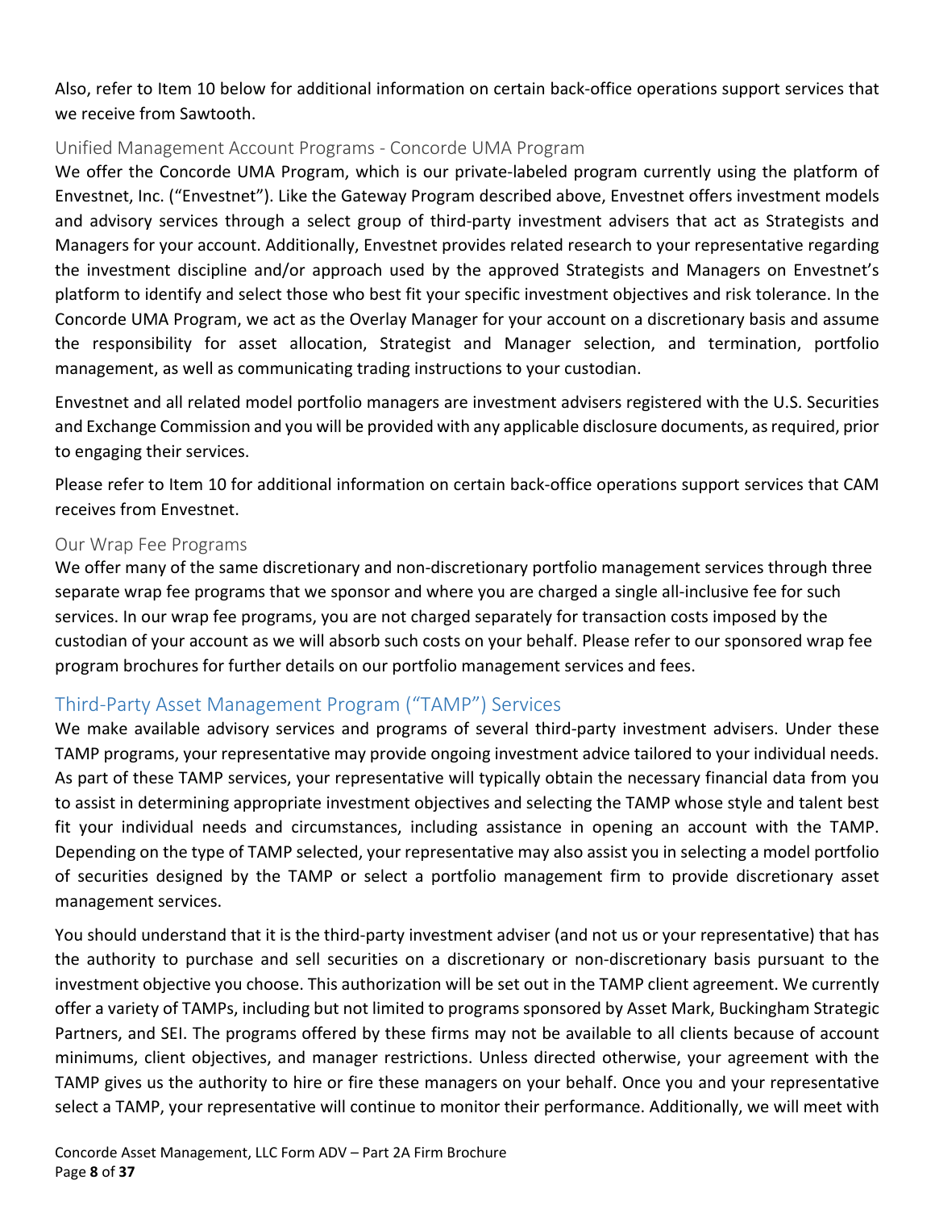Also, refer to Item 10 below for additional information on certain back-office operations support services that we receive from Sawtooth.

### Unified Management Account Programs - Concorde UMA Program

We offer the Concorde UMA Program, which is our private-labeled program currently using the platform of Envestnet, Inc. ("Envestnet"). Like the Gateway Program described above, Envestnet offers investment models and advisory services through a select group of third-party investment advisers that act as Strategists and Managers for your account. Additionally, Envestnet provides related research to your representative regarding the investment discipline and/or approach used by the approved Strategists and Managers on Envestnet's platform to identify and select those who best fit your specific investment objectives and risk tolerance. In the Concorde UMA Program, we act as the Overlay Manager for your account on a discretionary basis and assume the responsibility for asset allocation, Strategist and Manager selection, and termination, portfolio management, as well as communicating trading instructions to your custodian.

Envestnet and all related model portfolio managers are investment advisers registered with the U.S. Securities and Exchange Commission and you will be provided with any applicable disclosure documents, as required, prior to engaging their services.

Please refer to Item 10 for additional information on certain back-office operations support services that CAM receives from Envestnet.

### Our Wrap Fee Programs

We offer many of the same discretionary and non-discretionary portfolio management services through three separate wrap fee programs that we sponsor and where you are charged a single all-inclusive fee for such services. In our wrap fee programs, you are not charged separately for transaction costs imposed by the custodian of your account as we will absorb such costs on your behalf. Please refer to our sponsored wrap fee program brochures for further details on our portfolio management services and fees.

## Third-Party Asset Management Program ("TAMP") Services

We make available advisory services and programs of several third-party investment advisers. Under these TAMP programs, your representative may provide ongoing investment advice tailored to your individual needs. As part of these TAMP services, your representative will typically obtain the necessary financial data from you to assist in determining appropriate investment objectives and selecting the TAMP whose style and talent best fit your individual needs and circumstances, including assistance in opening an account with the TAMP. Depending on the type of TAMP selected, your representative may also assist you in selecting a model portfolio of securities designed by the TAMP or select a portfolio management firm to provide discretionary asset management services.

You should understand that it is the third-party investment adviser (and not us or your representative) that has the authority to purchase and sell securities on a discretionary or non-discretionary basis pursuant to the investment objective you choose. This authorization will be set out in the TAMP client agreement. We currently offer a variety of TAMPs, including but not limited to programs sponsored by Asset Mark, Buckingham Strategic Partners, and SEI. The programs offered by these firms may not be available to all clients because of account minimums, client objectives, and manager restrictions. Unless directed otherwise, your agreement with the TAMP gives us the authority to hire or fire these managers on your behalf. Once you and your representative select a TAMP, your representative will continue to monitor their performance. Additionally, we will meet with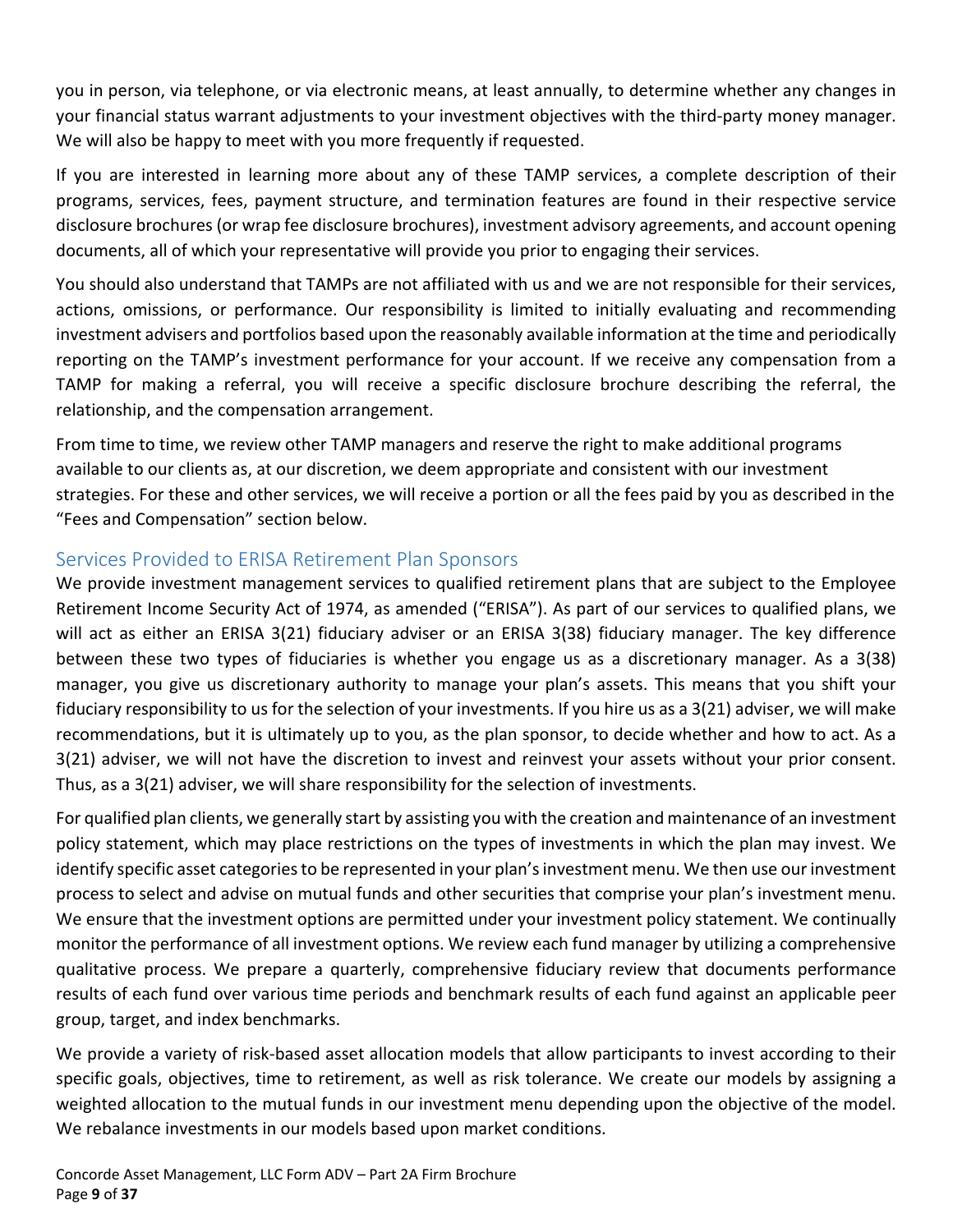you in person, via telephone, or via electronic means, at least annually, to determine whether any changes in your financial status warrant adjustments to your investment objectives with the third-party money manager. We will also be happy to meet with you more frequently if requested.

If you are interested in learning more about any of these TAMP services, a complete description of their programs, services, fees, payment structure, and termination features are found in their respective service disclosure brochures (or wrap fee disclosure brochures), investment advisory agreements, and account opening documents, all of which your representative will provide you prior to engaging their services.

You should also understand that TAMPs are not affiliated with us and we are not responsible for their services, actions, omissions, or performance. Our responsibility is limited to initially evaluating and recommending investment advisers and portfolios based upon the reasonably available information at the time and periodically reporting on the TAMP's investment performance for your account. If we receive any compensation from a TAMP for making a referral, you will receive a specific disclosure brochure describing the referral, the relationship, and the compensation arrangement.

From time to time, we review other TAMP managers and reserve the right to make additional programs available to our clients as, at our discretion, we deem appropriate and consistent with our investment strategies. For these and other services, we will receive a portion or all the fees paid by you as described in the "Fees and Compensation" section below.

## Services Provided to ERISA Retirement Plan Sponsors

We provide investment management services to qualified retirement plans that are subject to the Employee Retirement Income Security Act of 1974, as amended ("ERISA"). As part of our services to qualified plans, we will act as either an ERISA 3(21) fiduciary adviser or an ERISA 3(38) fiduciary manager. The key difference between these two types of fiduciaries is whether you engage us as a discretionary manager. As a 3(38) manager, you give us discretionary authority to manage your plan's assets. This means that you shift your fiduciary responsibility to us for the selection of your investments. If you hire us as a 3(21) adviser, we will make recommendations, but it is ultimately up to you, as the plan sponsor, to decide whether and how to act. As a 3(21) adviser, we will not have the discretion to invest and reinvest your assets without your prior consent. Thus, as a 3(21) adviser, we will share responsibility for the selection of investments.

For qualified plan clients, we generally start by assisting you with the creation and maintenance of an investment policy statement, which may place restrictions on the types of investments in which the plan may invest. We identify specific asset categories to be represented in your plan's investment menu. We then use our investment process to select and advise on mutual funds and other securities that comprise your plan's investment menu. We ensure that the investment options are permitted under your investment policy statement. We continually monitor the performance of all investment options. We review each fund manager by utilizing a comprehensive qualitative process. We prepare a quarterly, comprehensive fiduciary review that documents performance results of each fund over various time periods and benchmark results of each fund against an applicable peer group, target, and index benchmarks.

We provide a variety of risk-based asset allocation models that allow participants to invest according to their specific goals, objectives, time to retirement, as well as risk tolerance. We create our models by assigning a weighted allocation to the mutual funds in our investment menu depending upon the objective of the model. We rebalance investments in our models based upon market conditions.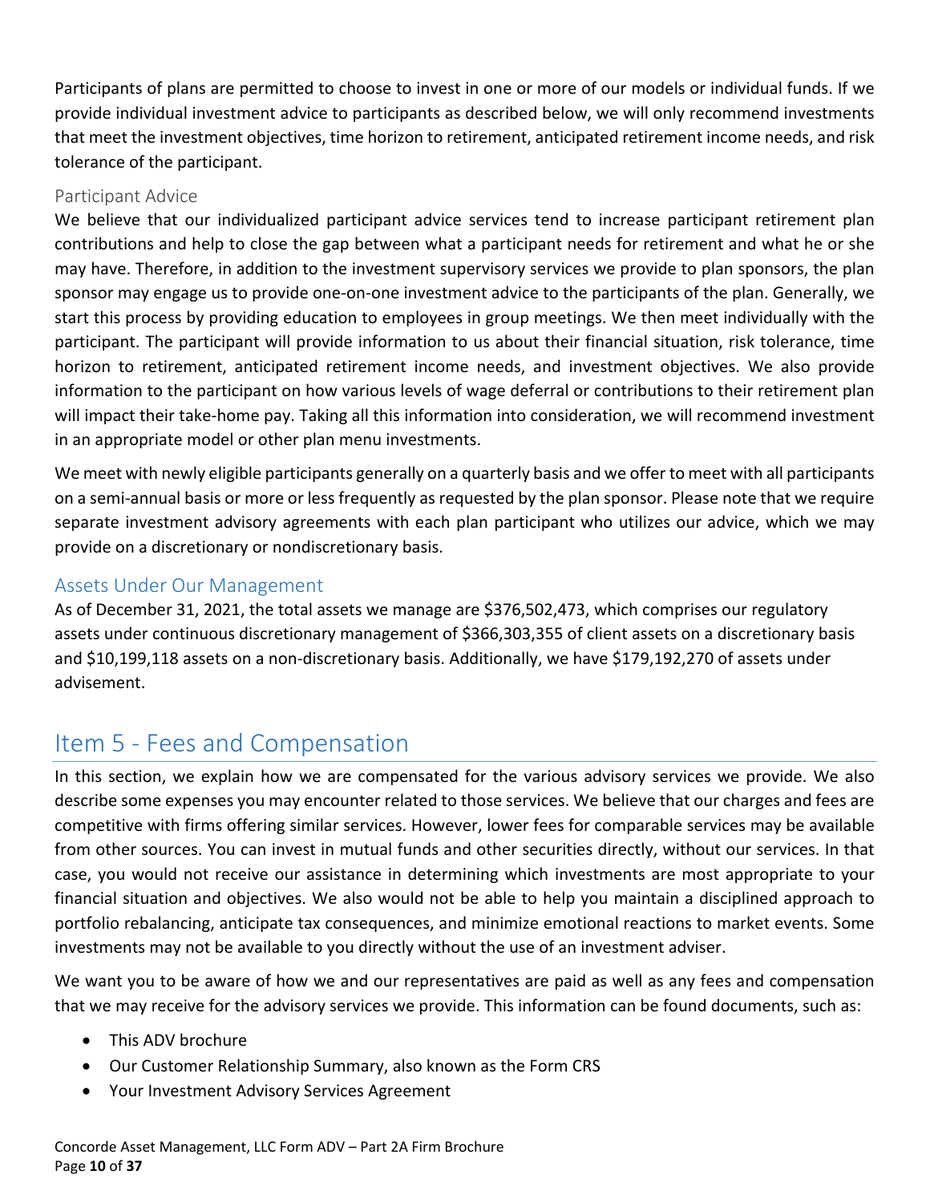Participants of plans are permitted to choose to invest in one or more of our models or individual funds. If we provide individual investment advice to participants as described below, we will only recommend investments that meet the investment objectives, time horizon to retirement, anticipated retirement income needs, and risk tolerance of the participant.

### Participant Advice

We believe that our individualized participant advice services tend to increase participant retirement plan contributions and help to close the gap between what a participant needs for retirement and what he or she may have. Therefore, in addition to the investment supervisory services we provide to plan sponsors, the plan sponsor may engage us to provide one-on-one investment advice to the participants of the plan. Generally, we start this process by providing education to employees in group meetings. We then meet individually with the participant. The participant will provide information to us about their financial situation, risk tolerance, time horizon to retirement, anticipated retirement income needs, and investment objectives. We also provide information to the participant on how various levels of wage deferral or contributions to their retirement plan will impact their take-home pay. Taking all this information into consideration, we will recommend investment in an appropriate model or other plan menu investments.

We meet with newly eligible participants generally on a quarterly basis and we offer to meet with all participants on a semi-annual basis or more or less frequently as requested by the plan sponsor. Please note that we require separate investment advisory agreements with each plan participant who utilizes our advice, which we may provide on a discretionary or nondiscretionary basis.

## Assets Under Our Management

As of December 31, 2021, the total assets we manage are $376,502,473, which comprises our regulatory assets under continuous discretionary management of $366,303,355 of client assets on a discretionary basis and $10,199,118 assets on a non-discretionary basis. Additionally, we have $179,192,270 of assets under advisement.

# Item 5 - Fees and Compensation

In this section, we explain how we are compensated for the various advisory services we provide. We also describe some expenses you may encounter related to those services. We believe that our charges and fees are competitive with firms offering similar services. However, lower fees for comparable services may be available from other sources. You can invest in mutual funds and other securities directly, without our services. In that case, you would not receive our assistance in determining which investments are most appropriate to your financial situation and objectives. We also would not be able to help you maintain a disciplined approach to portfolio rebalancing, anticipate tax consequences, and minimize emotional reactions to market events. Some investments may not be available to you directly without the use of an investment adviser.

We want you to be aware of how we and our representatives are paid as well as any fees and compensation that we may receive for the advisory services we provide. This information can be found documents, such as:

- This ADV brochure
- Our Customer Relationship Summary, also known as the Form CRS
- Your Investment Advisory Services Agreement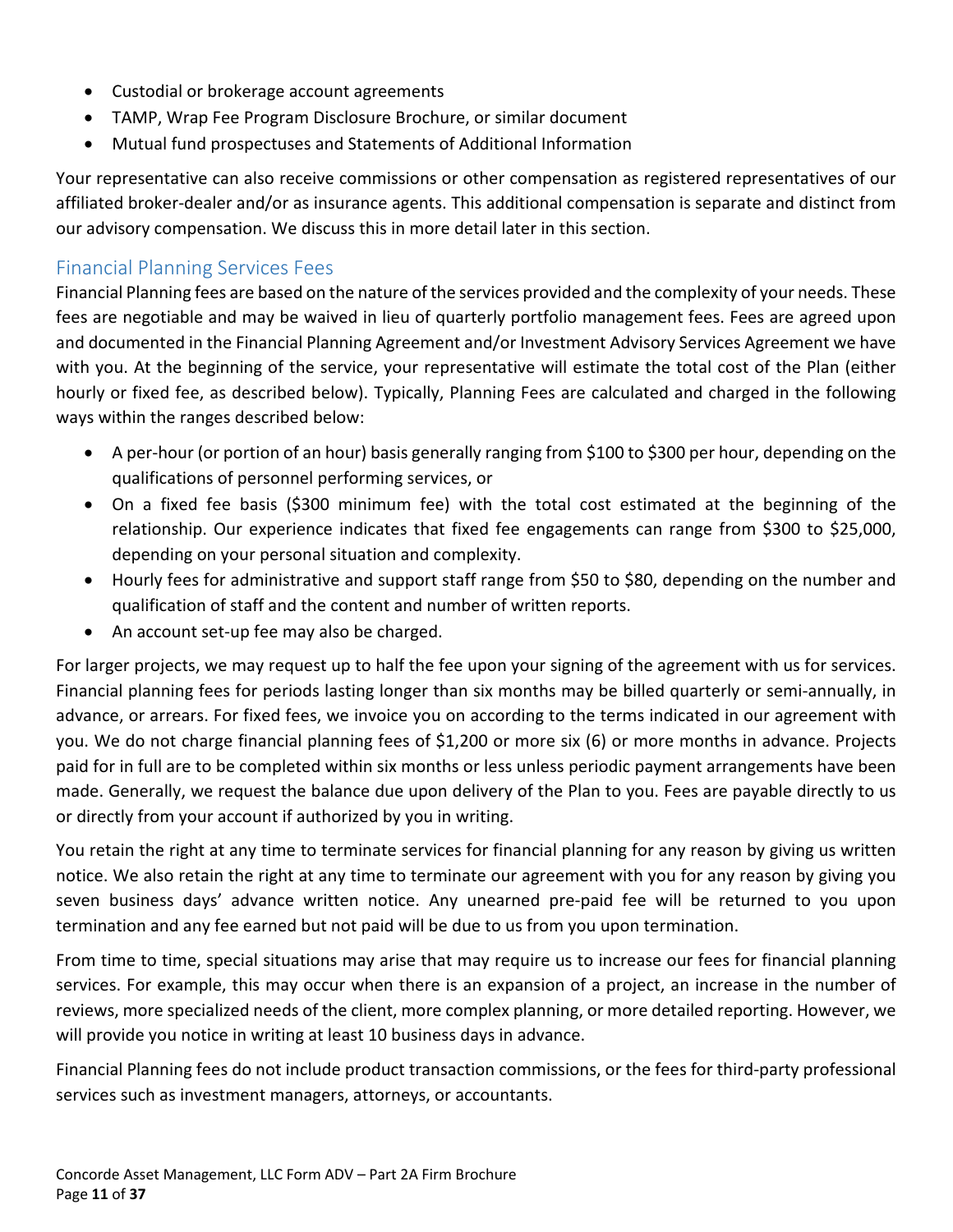- Custodial or brokerage account agreements
- TAMP, Wrap Fee Program Disclosure Brochure, or similar document
- Mutual fund prospectuses and Statements of Additional Information

Your representative can also receive commissions or other compensation as registered representatives of our affiliated broker-dealer and/or as insurance agents. This additional compensation is separate and distinct from our advisory compensation. We discuss this in more detail later in this section.

## Financial Planning Services Fees

Financial Planning fees are based on the nature of the services provided and the complexity of your needs. These fees are negotiable and may be waived in lieu of quarterly portfolio management fees. Fees are agreed upon and documented in the Financial Planning Agreement and/or Investment Advisory Services Agreement we have with you. At the beginning of the service, your representative will estimate the total cost of the Plan (either hourly or fixed fee, as described below). Typically, Planning Fees are calculated and charged in the following ways within the ranges described below:

- A per-hour (or portion of an hour) basis generally ranging from $100 to $300 per hour, depending on the qualifications of personnel performing services, or
- On a fixed fee basis ($300 minimum fee) with the total cost estimated at the beginning of the relationship. Our experience indicates that fixed fee engagements can range from $300 to $25,000, depending on your personal situation and complexity.
- Hourly fees for administrative and support staff range from $50 to $80, depending on the number and qualification of staff and the content and number of written reports.
- An account set-up fee may also be charged.

For larger projects, we may request up to half the fee upon your signing of the agreement with us for services. Financial planning fees for periods lasting longer than six months may be billed quarterly or semi-annually, in advance, or arrears. For fixed fees, we invoice you on according to the terms indicated in our agreement with you. We do not charge financial planning fees of $1,200 or more six (6) or more months in advance. Projects paid for in full are to be completed within six months or less unless periodic payment arrangements have been made. Generally, we request the balance due upon delivery of the Plan to you. Fees are payable directly to us or directly from your account if authorized by you in writing.

You retain the right at any time to terminate services for financial planning for any reason by giving us written notice. We also retain the right at any time to terminate our agreement with you for any reason by giving you seven business days' advance written notice. Any unearned pre-paid fee will be returned to you upon termination and any fee earned but not paid will be due to us from you upon termination.

From time to time, special situations may arise that may require us to increase our fees for financial planning services. For example, this may occur when there is an expansion of a project, an increase in the number of reviews, more specialized needs of the client, more complex planning, or more detailed reporting. However, we will provide you notice in writing at least 10 business days in advance.

Financial Planning fees do not include product transaction commissions, or the fees for third-party professional services such as investment managers, attorneys, or accountants.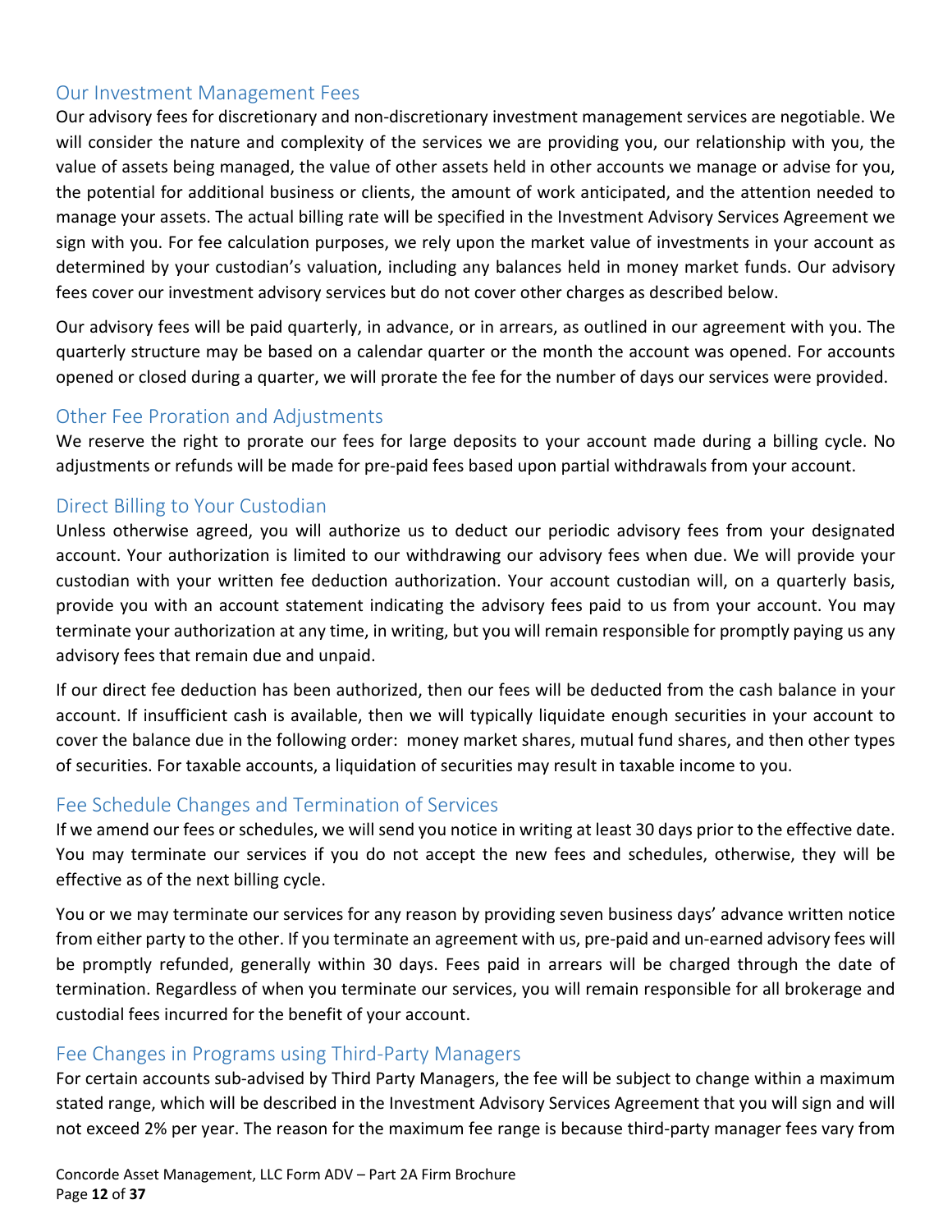## Our Investment Management Fees

Our advisory fees for discretionary and non-discretionary investment management services are negotiable. We will consider the nature and complexity of the services we are providing you, our relationship with you, the value of assets being managed, the value of other assets held in other accounts we manage or advise for you, the potential for additional business or clients, the amount of work anticipated, and the attention needed to manage your assets. The actual billing rate will be specified in the Investment Advisory Services Agreement we sign with you. For fee calculation purposes, we rely upon the market value of investments in your account as determined by your custodian's valuation, including any balances held in money market funds. Our advisory fees cover our investment advisory services but do not cover other charges as described below.

Our advisory fees will be paid quarterly, in advance, or in arrears, as outlined in our agreement with you. The quarterly structure may be based on a calendar quarter or the month the account was opened. For accounts opened or closed during a quarter, we will prorate the fee for the number of days our services were provided.

## Other Fee Proration and Adjustments

We reserve the right to prorate our fees for large deposits to your account made during a billing cycle. No adjustments or refunds will be made for pre-paid fees based upon partial withdrawals from your account.

## Direct Billing to Your Custodian

Unless otherwise agreed, you will authorize us to deduct our periodic advisory fees from your designated account. Your authorization is limited to our withdrawing our advisory fees when due. We will provide your custodian with your written fee deduction authorization. Your account custodian will, on a quarterly basis, provide you with an account statement indicating the advisory fees paid to us from your account. You may terminate your authorization at any time, in writing, but you will remain responsible for promptly paying us any advisory fees that remain due and unpaid.

If our direct fee deduction has been authorized, then our fees will be deducted from the cash balance in your account. If insufficient cash is available, then we will typically liquidate enough securities in your account to cover the balance due in the following order: money market shares, mutual fund shares, and then other types of securities. For taxable accounts, a liquidation of securities may result in taxable income to you.

## Fee Schedule Changes and Termination of Services

If we amend our fees or schedules, we will send you notice in writing at least 30 days prior to the effective date. You may terminate our services if you do not accept the new fees and schedules, otherwise, they will be effective as of the next billing cycle.

You or we may terminate our services for any reason by providing seven business days' advance written notice from either party to the other. If you terminate an agreement with us, pre-paid and un-earned advisory fees will be promptly refunded, generally within 30 days. Fees paid in arrears will be charged through the date of termination. Regardless of when you terminate our services, you will remain responsible for all brokerage and custodial fees incurred for the benefit of your account.

## Fee Changes in Programs using Third-Party Managers

For certain accounts sub-advised by Third Party Managers, the fee will be subject to change within a maximum stated range, which will be described in the Investment Advisory Services Agreement that you will sign and will not exceed 2% per year. The reason for the maximum fee range is because third-party manager fees vary from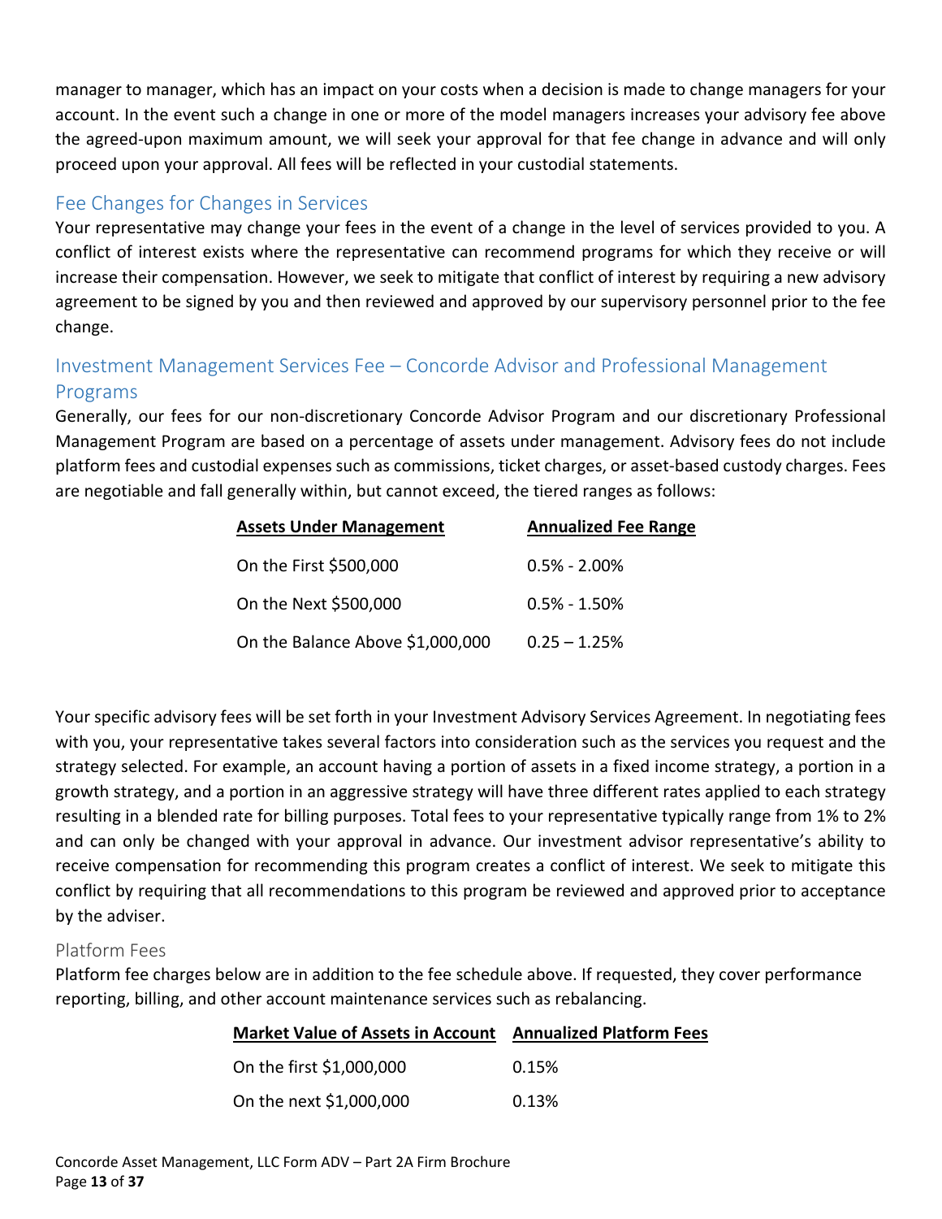manager to manager, which has an impact on your costs when a decision is made to change managers for your account. In the event such a change in one or more of the model managers increases your advisory fee above the agreed-upon maximum amount, we will seek your approval for that fee change in advance and will only proceed upon your approval. All fees will be reflected in your custodial statements.

## Fee Changes for Changes in Services

Your representative may change your fees in the event of a change in the level of services provided to you. A conflict of interest exists where the representative can recommend programs for which they receive or will increase their compensation. However, we seek to mitigate that conflict of interest by requiring a new advisory agreement to be signed by you and then reviewed and approved by our supervisory personnel prior to the fee change.

## Investment Management Services Fee – Concorde Advisor and Professional Management Programs

Generally, our fees for our non-discretionary Concorde Advisor Program and our discretionary Professional Management Program are based on a percentage of assets under management. Advisory fees do not include platform fees and custodial expenses such as commissions, ticket charges, or asset-based custody charges. Fees are negotiable and fall generally within, but cannot exceed, the tiered ranges as follows:

| Assets Under Management | Annualized Fee Range |
|---|---|
| On the First $500,000 | 0.5% - 2.00% |
| On the Next $500,000 | 0.5% - 1.50% |
| On the Balance Above $1,000,000 | 0.25 – 1.25% |

Your specific advisory fees will be set forth in your Investment Advisory Services Agreement. In negotiating fees with you, your representative takes several factors into consideration such as the services you request and the strategy selected. For example, an account having a portion of assets in a fixed income strategy, a portion in a growth strategy, and a portion in an aggressive strategy will have three different rates applied to each strategy resulting in a blended rate for billing purposes. Total fees to your representative typically range from 1% to 2% and can only be changed with your approval in advance. Our investment advisor representative's ability to receive compensation for recommending this program creates a conflict of interest. We seek to mitigate this conflict by requiring that all recommendations to this program be reviewed and approved prior to acceptance by the adviser.

### Platform Fees

Platform fee charges below are in addition to the fee schedule above. If requested, they cover performance reporting, billing, and other account maintenance services such as rebalancing.

| Market Value of Assets in Account | Annualized Platform Fees |
|---|---|
| On the first $1,000,000 | 0.15% |
| On the next $1,000,000 | 0.13% |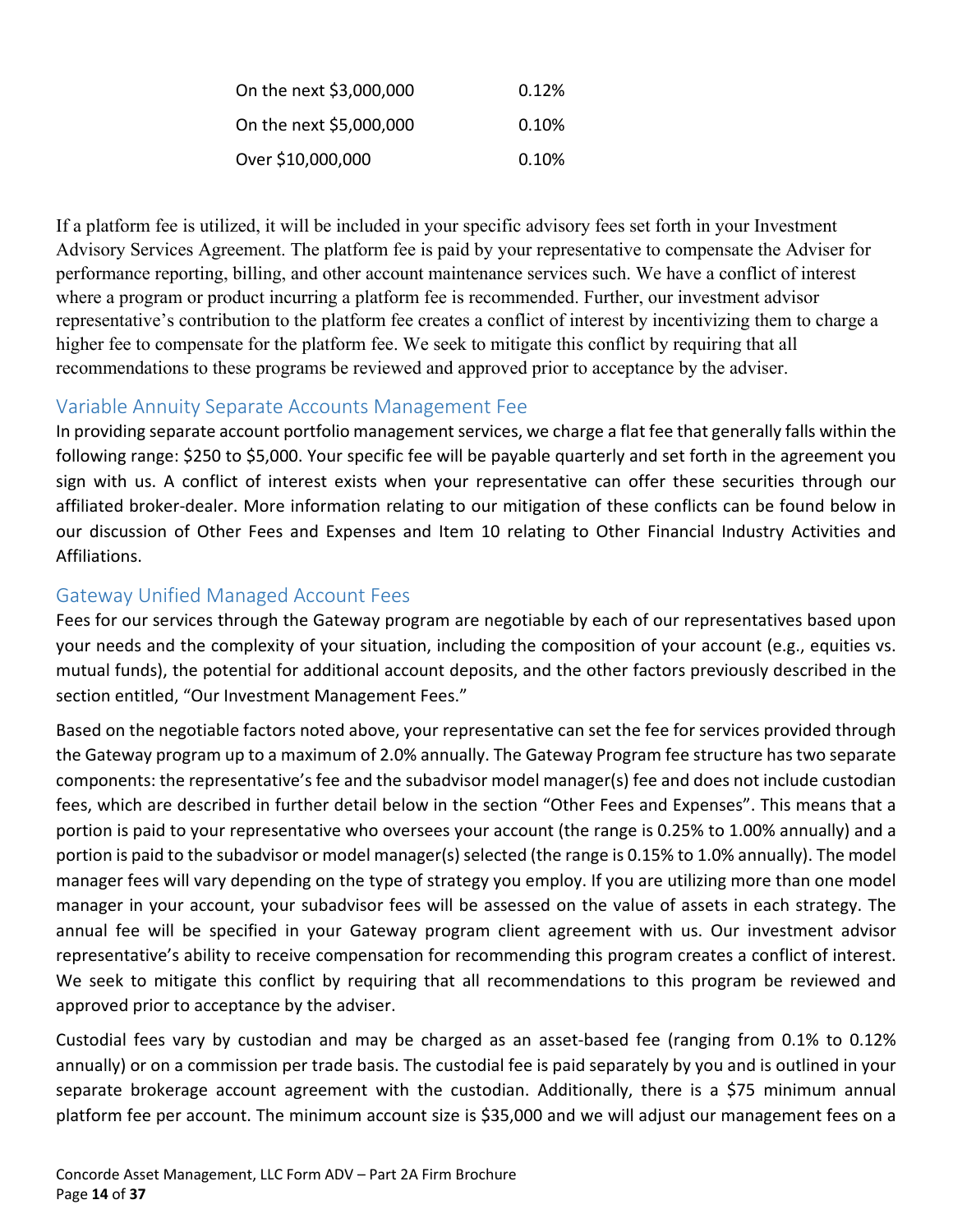| | |
|---|---|
| On the next $3,000,000 | 0.12% |
| On the next $5,000,000 | 0.10% |
| Over $10,000,000 | 0.10% |

If a platform fee is utilized, it will be included in your specific advisory fees set forth in your Investment Advisory Services Agreement. The platform fee is paid by your representative to compensate the Adviser for performance reporting, billing, and other account maintenance services such. We have a conflict of interest where a program or product incurring a platform fee is recommended. Further, our investment advisor representative's contribution to the platform fee creates a conflict of interest by incentivizing them to charge a higher fee to compensate for the platform fee. We seek to mitigate this conflict by requiring that all recommendations to these programs be reviewed and approved prior to acceptance by the adviser.

## Variable Annuity Separate Accounts Management Fee

In providing separate account portfolio management services, we charge a flat fee that generally falls within the following range: $250 to $5,000. Your specific fee will be payable quarterly and set forth in the agreement you sign with us. A conflict of interest exists when your representative can offer these securities through our affiliated broker-dealer. More information relating to our mitigation of these conflicts can be found below in our discussion of Other Fees and Expenses and Item 10 relating to Other Financial Industry Activities and Affiliations.

## Gateway Unified Managed Account Fees

Fees for our services through the Gateway program are negotiable by each of our representatives based upon your needs and the complexity of your situation, including the composition of your account (e.g., equities vs. mutual funds), the potential for additional account deposits, and the other factors previously described in the section entitled, "Our Investment Management Fees."

Based on the negotiable factors noted above, your representative can set the fee for services provided through the Gateway program up to a maximum of 2.0% annually. The Gateway Program fee structure has two separate components: the representative's fee and the subadvisor model manager(s) fee and does not include custodian fees, which are described in further detail below in the section "Other Fees and Expenses". This means that a portion is paid to your representative who oversees your account (the range is 0.25% to 1.00% annually) and a portion is paid to the subadvisor or model manager(s) selected (the range is 0.15% to 1.0% annually). The model manager fees will vary depending on the type of strategy you employ. If you are utilizing more than one model manager in your account, your subadvisor fees will be assessed on the value of assets in each strategy. The annual fee will be specified in your Gateway program client agreement with us. Our investment advisor representative's ability to receive compensation for recommending this program creates a conflict of interest. We seek to mitigate this conflict by requiring that all recommendations to this program be reviewed and approved prior to acceptance by the adviser.

Custodial fees vary by custodian and may be charged as an asset-based fee (ranging from 0.1% to 0.12% annually) or on a commission per trade basis. The custodial fee is paid separately by you and is outlined in your separate brokerage account agreement with the custodian. Additionally, there is a $75 minimum annual platform fee per account. The minimum account size is $35,000 and we will adjust our management fees on a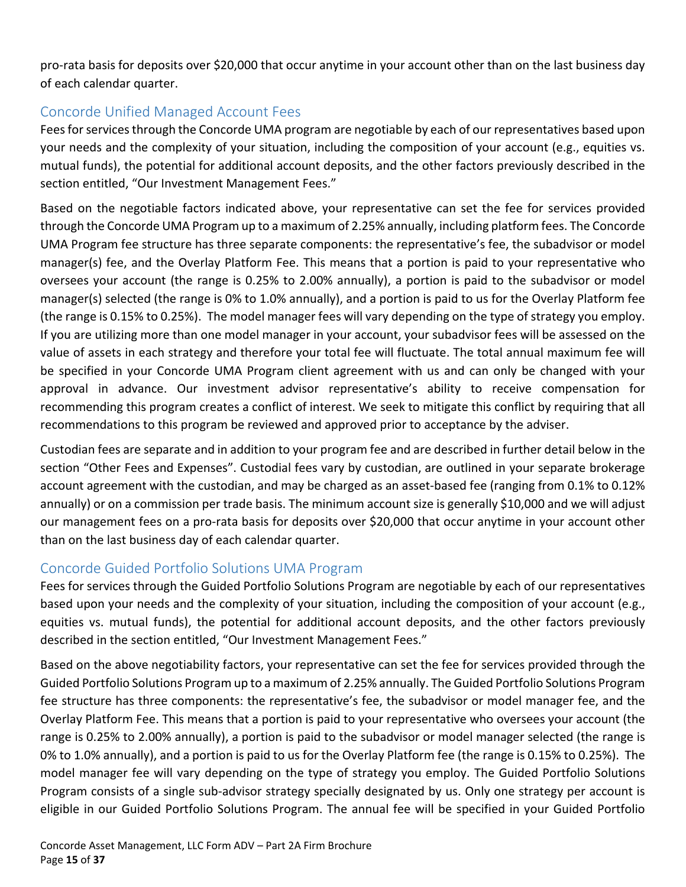pro-rata basis for deposits over $20,000 that occur anytime in your account other than on the last business day of each calendar quarter.

## Concorde Unified Managed Account Fees

Fees for services through the Concorde UMA program are negotiable by each of our representatives based upon your needs and the complexity of your situation, including the composition of your account (e.g., equities vs. mutual funds), the potential for additional account deposits, and the other factors previously described in the section entitled, "Our Investment Management Fees."

Based on the negotiable factors indicated above, your representative can set the fee for services provided through the Concorde UMA Program up to a maximum of 2.25% annually, including platform fees. The Concorde UMA Program fee structure has three separate components: the representative's fee, the subadvisor or model manager(s) fee, and the Overlay Platform Fee. This means that a portion is paid to your representative who oversees your account (the range is 0.25% to 2.00% annually), a portion is paid to the subadvisor or model manager(s) selected (the range is 0% to 1.0% annually), and a portion is paid to us for the Overlay Platform fee (the range is 0.15% to 0.25%). The model manager fees will vary depending on the type of strategy you employ. If you are utilizing more than one model manager in your account, your subadvisor fees will be assessed on the value of assets in each strategy and therefore your total fee will fluctuate. The total annual maximum fee will be specified in your Concorde UMA Program client agreement with us and can only be changed with your approval in advance. Our investment advisor representative's ability to receive compensation for recommending this program creates a conflict of interest. We seek to mitigate this conflict by requiring that all recommendations to this program be reviewed and approved prior to acceptance by the adviser.

Custodian fees are separate and in addition to your program fee and are described in further detail below in the section "Other Fees and Expenses". Custodial fees vary by custodian, are outlined in your separate brokerage account agreement with the custodian, and may be charged as an asset-based fee (ranging from 0.1% to 0.12% annually) or on a commission per trade basis. The minimum account size is generally $10,000 and we will adjust our management fees on a pro-rata basis for deposits over $20,000 that occur anytime in your account other than on the last business day of each calendar quarter.

## Concorde Guided Portfolio Solutions UMA Program

Fees for services through the Guided Portfolio Solutions Program are negotiable by each of our representatives based upon your needs and the complexity of your situation, including the composition of your account (e.g., equities vs. mutual funds), the potential for additional account deposits, and the other factors previously described in the section entitled, "Our Investment Management Fees."

Based on the above negotiability factors, your representative can set the fee for services provided through the Guided Portfolio Solutions Program up to a maximum of 2.25% annually. The Guided Portfolio Solutions Program fee structure has three components: the representative's fee, the subadvisor or model manager fee, and the Overlay Platform Fee. This means that a portion is paid to your representative who oversees your account (the range is 0.25% to 2.00% annually), a portion is paid to the subadvisor or model manager selected (the range is 0% to 1.0% annually), and a portion is paid to us for the Overlay Platform fee (the range is 0.15% to 0.25%). The model manager fee will vary depending on the type of strategy you employ. The Guided Portfolio Solutions Program consists of a single sub-advisor strategy specially designated by us. Only one strategy per account is eligible in our Guided Portfolio Solutions Program. The annual fee will be specified in your Guided Portfolio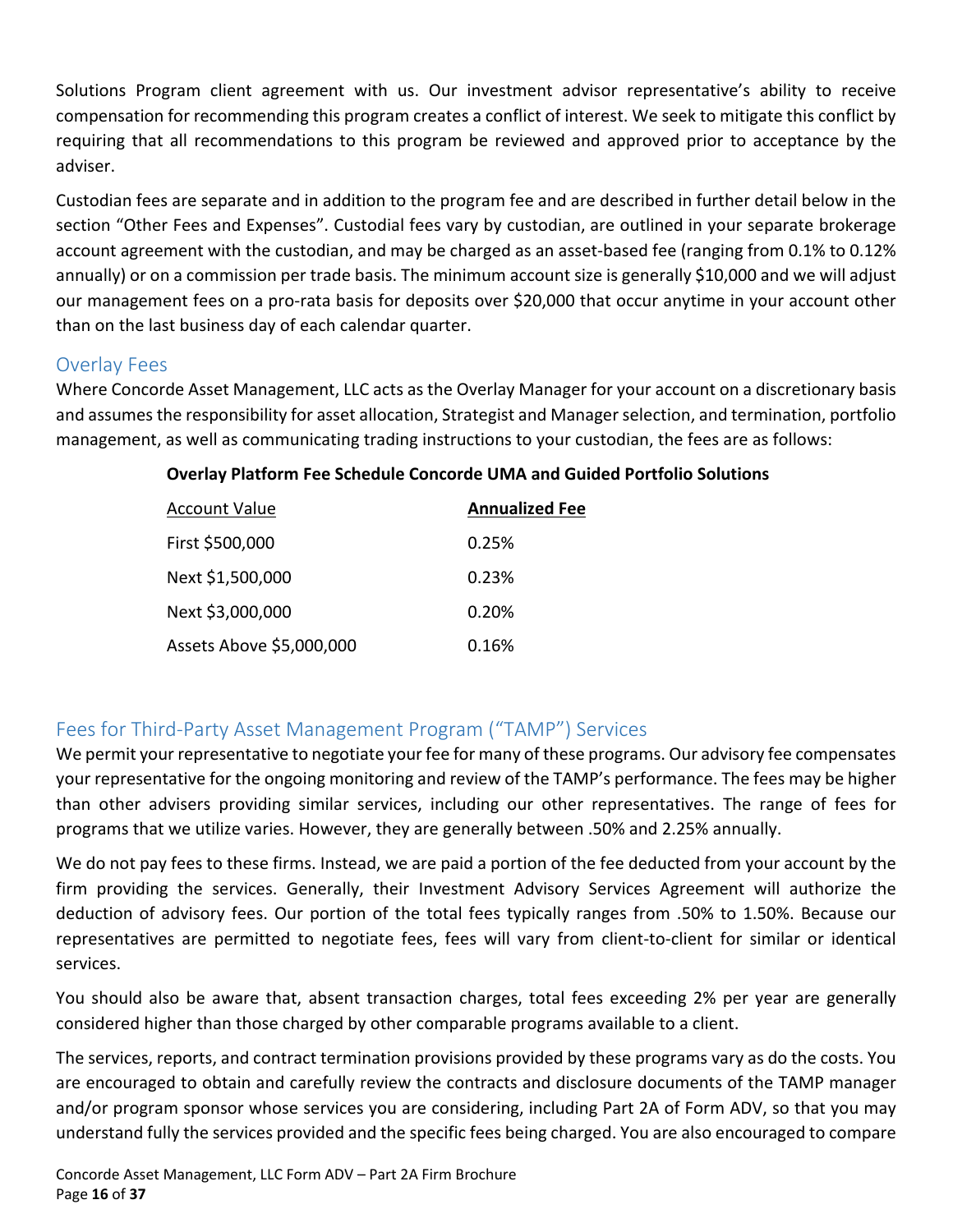Solutions Program client agreement with us. Our investment advisor representative's ability to receive compensation for recommending this program creates a conflict of interest. We seek to mitigate this conflict by requiring that all recommendations to this program be reviewed and approved prior to acceptance by the adviser.

Custodian fees are separate and in addition to the program fee and are described in further detail below in the section "Other Fees and Expenses". Custodial fees vary by custodian, are outlined in your separate brokerage account agreement with the custodian, and may be charged as an asset-based fee (ranging from 0.1% to 0.12% annually) or on a commission per trade basis. The minimum account size is generally $10,000 and we will adjust our management fees on a pro-rata basis for deposits over $20,000 that occur anytime in your account other than on the last business day of each calendar quarter.

## Overlay Fees

Where Concorde Asset Management, LLC acts as the Overlay Manager for your account on a discretionary basis and assumes the responsibility for asset allocation, Strategist and Manager selection, and termination, portfolio management, as well as communicating trading instructions to your custodian, the fees are as follows:

**Overlay Platform Fee Schedule Concorde UMA and Guided Portfolio Solutions**

| Account Value | **Annualized Fee** |
|---|---|
| First $500,000 | 0.25% |
| Next $1,500,000 | 0.23% |
| Next $3,000,000 | 0.20% |
| Assets Above $5,000,000 | 0.16% |

## Fees for Third-Party Asset Management Program ("TAMP") Services

We permit your representative to negotiate your fee for many of these programs. Our advisory fee compensates your representative for the ongoing monitoring and review of the TAMP's performance. The fees may be higher than other advisers providing similar services, including our other representatives. The range of fees for programs that we utilize varies. However, they are generally between .50% and 2.25% annually.

We do not pay fees to these firms. Instead, we are paid a portion of the fee deducted from your account by the firm providing the services. Generally, their Investment Advisory Services Agreement will authorize the deduction of advisory fees. Our portion of the total fees typically ranges from .50% to 1.50%. Because our representatives are permitted to negotiate fees, fees will vary from client-to-client for similar or identical services.

You should also be aware that, absent transaction charges, total fees exceeding 2% per year are generally considered higher than those charged by other comparable programs available to a client.

The services, reports, and contract termination provisions provided by these programs vary as do the costs. You are encouraged to obtain and carefully review the contracts and disclosure documents of the TAMP manager and/or program sponsor whose services you are considering, including Part 2A of Form ADV, so that you may understand fully the services provided and the specific fees being charged. You are also encouraged to compare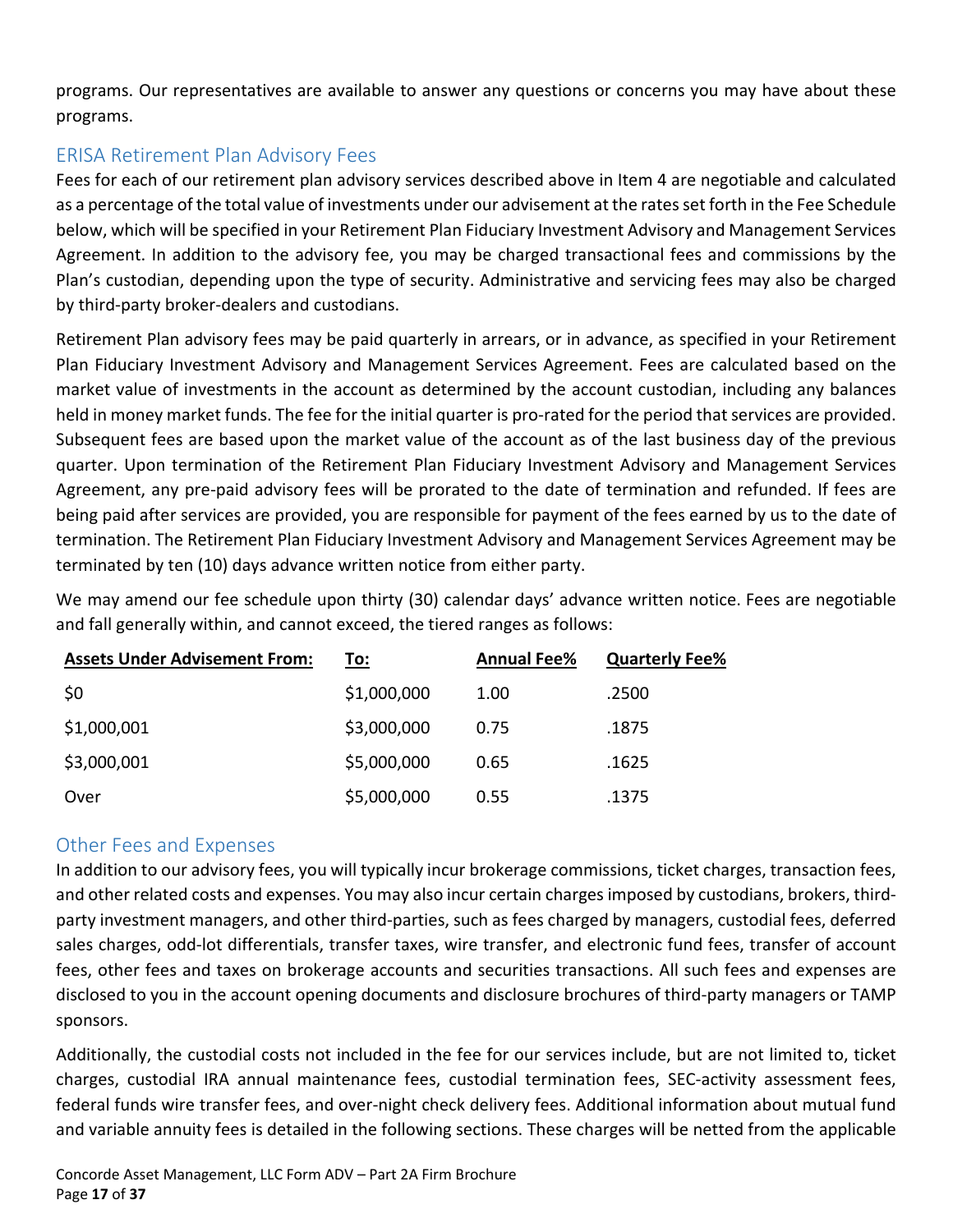programs. Our representatives are available to answer any questions or concerns you may have about these programs.

## ERISA Retirement Plan Advisory Fees

Fees for each of our retirement plan advisory services described above in Item 4 are negotiable and calculated as a percentage of the total value of investments under our advisement at the rates set forth in the Fee Schedule below, which will be specified in your Retirement Plan Fiduciary Investment Advisory and Management Services Agreement. In addition to the advisory fee, you may be charged transactional fees and commissions by the Plan's custodian, depending upon the type of security. Administrative and servicing fees may also be charged by third-party broker-dealers and custodians.

Retirement Plan advisory fees may be paid quarterly in arrears, or in advance, as specified in your Retirement Plan Fiduciary Investment Advisory and Management Services Agreement. Fees are calculated based on the market value of investments in the account as determined by the account custodian, including any balances held in money market funds. The fee for the initial quarter is pro-rated for the period that services are provided. Subsequent fees are based upon the market value of the account as of the last business day of the previous quarter. Upon termination of the Retirement Plan Fiduciary Investment Advisory and Management Services Agreement, any pre-paid advisory fees will be prorated to the date of termination and refunded. If fees are being paid after services are provided, you are responsible for payment of the fees earned by us to the date of termination. The Retirement Plan Fiduciary Investment Advisory and Management Services Agreement may be terminated by ten (10) days advance written notice from either party.

We may amend our fee schedule upon thirty (30) calendar days' advance written notice. Fees are negotiable and fall generally within, and cannot exceed, the tiered ranges as follows:

| Assets Under Advisement From: | To: | Annual Fee% | Quarterly Fee% |
|---|---|---|---|
| $0 | $1,000,000 | 1.00 | .2500 |
| $1,000,001 | $3,000,000 | 0.75 | .1875 |
| $3,000,001 | $5,000,000 | 0.65 | .1625 |
| Over | $5,000,000 | 0.55 | .1375 |

## Other Fees and Expenses

In addition to our advisory fees, you will typically incur brokerage commissions, ticket charges, transaction fees, and other related costs and expenses. You may also incur certain charges imposed by custodians, brokers, third-party investment managers, and other third-parties, such as fees charged by managers, custodial fees, deferred sales charges, odd-lot differentials, transfer taxes, wire transfer, and electronic fund fees, transfer of account fees, other fees and taxes on brokerage accounts and securities transactions. All such fees and expenses are disclosed to you in the account opening documents and disclosure brochures of third-party managers or TAMP sponsors.

Additionally, the custodial costs not included in the fee for our services include, but are not limited to, ticket charges, custodial IRA annual maintenance fees, custodial termination fees, SEC-activity assessment fees, federal funds wire transfer fees, and over-night check delivery fees. Additional information about mutual fund and variable annuity fees is detailed in the following sections. These charges will be netted from the applicable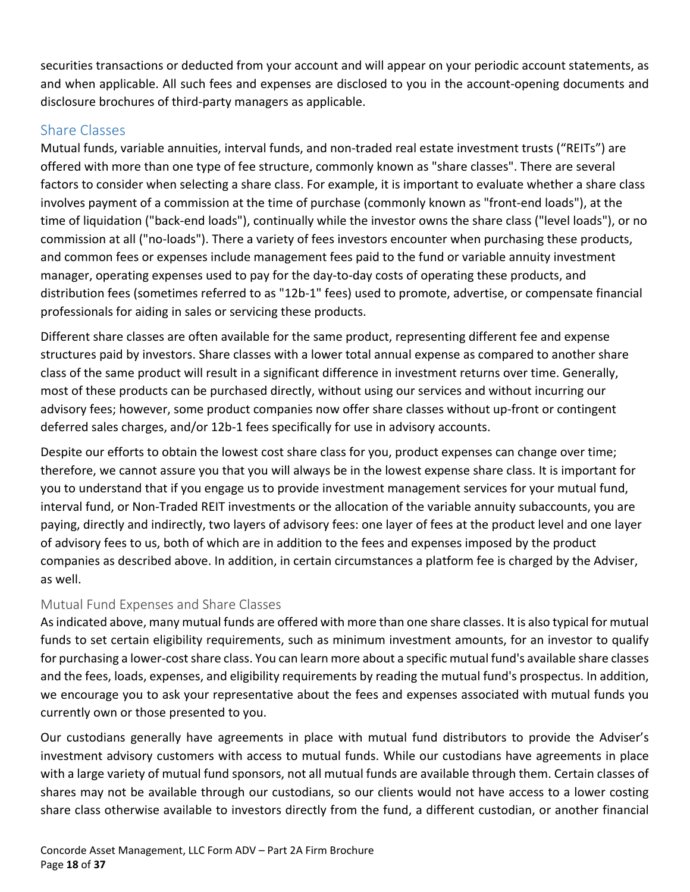securities transactions or deducted from your account and will appear on your periodic account statements, as and when applicable. All such fees and expenses are disclosed to you in the account-opening documents and disclosure brochures of third-party managers as applicable.

## Share Classes

Mutual funds, variable annuities, interval funds, and non-traded real estate investment trusts ("REITs") are offered with more than one type of fee structure, commonly known as "share classes". There are several factors to consider when selecting a share class. For example, it is important to evaluate whether a share class involves payment of a commission at the time of purchase (commonly known as "front-end loads"), at the time of liquidation ("back-end loads"), continually while the investor owns the share class ("level loads"), or no commission at all ("no-loads"). There a variety of fees investors encounter when purchasing these products, and common fees or expenses include management fees paid to the fund or variable annuity investment manager, operating expenses used to pay for the day-to-day costs of operating these products, and distribution fees (sometimes referred to as "12b-1" fees) used to promote, advertise, or compensate financial professionals for aiding in sales or servicing these products.

Different share classes are often available for the same product, representing different fee and expense structures paid by investors. Share classes with a lower total annual expense as compared to another share class of the same product will result in a significant difference in investment returns over time. Generally, most of these products can be purchased directly, without using our services and without incurring our advisory fees; however, some product companies now offer share classes without up-front or contingent deferred sales charges, and/or 12b-1 fees specifically for use in advisory accounts.

Despite our efforts to obtain the lowest cost share class for you, product expenses can change over time; therefore, we cannot assure you that you will always be in the lowest expense share class. It is important for you to understand that if you engage us to provide investment management services for your mutual fund, interval fund, or Non-Traded REIT investments or the allocation of the variable annuity subaccounts, you are paying, directly and indirectly, two layers of advisory fees: one layer of fees at the product level and one layer of advisory fees to us, both of which are in addition to the fees and expenses imposed by the product companies as described above. In addition, in certain circumstances a platform fee is charged by the Adviser, as well.

### Mutual Fund Expenses and Share Classes

As indicated above, many mutual funds are offered with more than one share classes. It is also typical for mutual funds to set certain eligibility requirements, such as minimum investment amounts, for an investor to qualify for purchasing a lower-cost share class. You can learn more about a specific mutual fund's available share classes and the fees, loads, expenses, and eligibility requirements by reading the mutual fund's prospectus. In addition, we encourage you to ask your representative about the fees and expenses associated with mutual funds you currently own or those presented to you.

Our custodians generally have agreements in place with mutual fund distributors to provide the Adviser's investment advisory customers with access to mutual funds. While our custodians have agreements in place with a large variety of mutual fund sponsors, not all mutual funds are available through them. Certain classes of shares may not be available through our custodians, so our clients would not have access to a lower costing share class otherwise available to investors directly from the fund, a different custodian, or another financial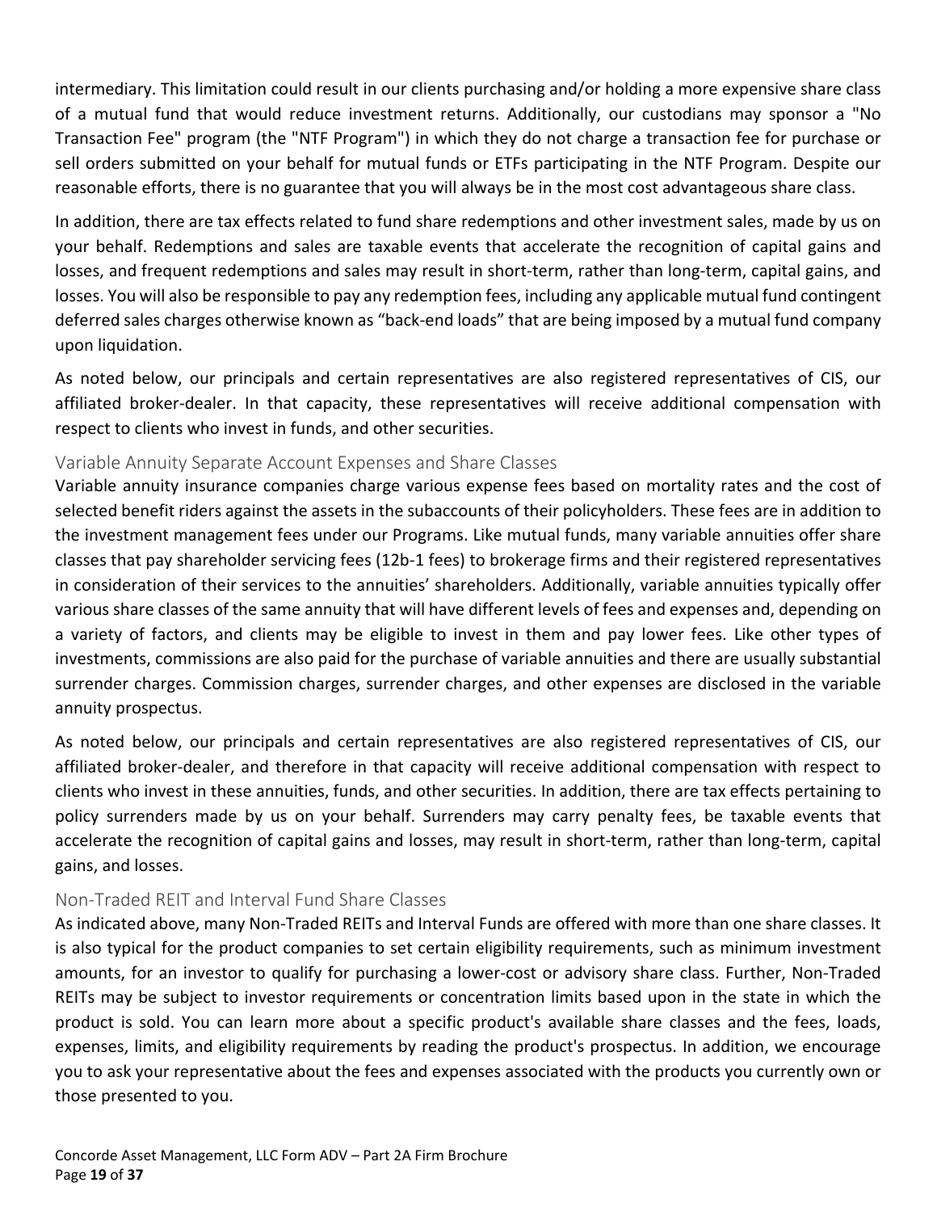intermediary. This limitation could result in our clients purchasing and/or holding a more expensive share class of a mutual fund that would reduce investment returns. Additionally, our custodians may sponsor a "No Transaction Fee" program (the "NTF Program") in which they do not charge a transaction fee for purchase or sell orders submitted on your behalf for mutual funds or ETFs participating in the NTF Program. Despite our reasonable efforts, there is no guarantee that you will always be in the most cost advantageous share class.

In addition, there are tax effects related to fund share redemptions and other investment sales, made by us on your behalf. Redemptions and sales are taxable events that accelerate the recognition of capital gains and losses, and frequent redemptions and sales may result in short-term, rather than long-term, capital gains, and losses. You will also be responsible to pay any redemption fees, including any applicable mutual fund contingent deferred sales charges otherwise known as "back-end loads" that are being imposed by a mutual fund company upon liquidation.

As noted below, our principals and certain representatives are also registered representatives of CIS, our affiliated broker-dealer. In that capacity, these representatives will receive additional compensation with respect to clients who invest in funds, and other securities.

### Variable Annuity Separate Account Expenses and Share Classes

Variable annuity insurance companies charge various expense fees based on mortality rates and the cost of selected benefit riders against the assets in the subaccounts of their policyholders. These fees are in addition to the investment management fees under our Programs. Like mutual funds, many variable annuities offer share classes that pay shareholder servicing fees (12b-1 fees) to brokerage firms and their registered representatives in consideration of their services to the annuities' shareholders. Additionally, variable annuities typically offer various share classes of the same annuity that will have different levels of fees and expenses and, depending on a variety of factors, and clients may be eligible to invest in them and pay lower fees. Like other types of investments, commissions are also paid for the purchase of variable annuities and there are usually substantial surrender charges. Commission charges, surrender charges, and other expenses are disclosed in the variable annuity prospectus.

As noted below, our principals and certain representatives are also registered representatives of CIS, our affiliated broker-dealer, and therefore in that capacity will receive additional compensation with respect to clients who invest in these annuities, funds, and other securities. In addition, there are tax effects pertaining to policy surrenders made by us on your behalf. Surrenders may carry penalty fees, be taxable events that accelerate the recognition of capital gains and losses, may result in short-term, rather than long-term, capital gains, and losses.

### Non-Traded REIT and Interval Fund Share Classes

As indicated above, many Non-Traded REITs and Interval Funds are offered with more than one share classes. It is also typical for the product companies to set certain eligibility requirements, such as minimum investment amounts, for an investor to qualify for purchasing a lower-cost or advisory share class. Further, Non-Traded REITs may be subject to investor requirements or concentration limits based upon in the state in which the product is sold. You can learn more about a specific product's available share classes and the fees, loads, expenses, limits, and eligibility requirements by reading the product's prospectus. In addition, we encourage you to ask your representative about the fees and expenses associated with the products you currently own or those presented to you.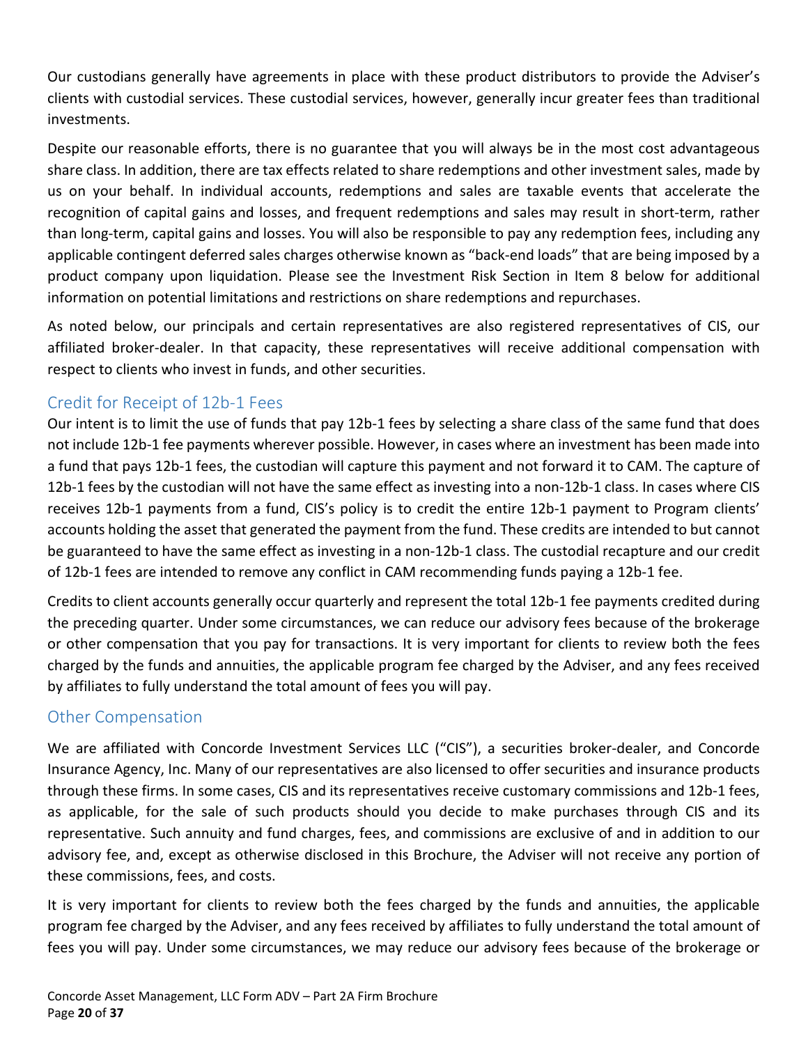Our custodians generally have agreements in place with these product distributors to provide the Adviser's clients with custodial services. These custodial services, however, generally incur greater fees than traditional investments.

Despite our reasonable efforts, there is no guarantee that you will always be in the most cost advantageous share class. In addition, there are tax effects related to share redemptions and other investment sales, made by us on your behalf. In individual accounts, redemptions and sales are taxable events that accelerate the recognition of capital gains and losses, and frequent redemptions and sales may result in short-term, rather than long-term, capital gains and losses. You will also be responsible to pay any redemption fees, including any applicable contingent deferred sales charges otherwise known as "back-end loads" that are being imposed by a product company upon liquidation. Please see the Investment Risk Section in Item 8 below for additional information on potential limitations and restrictions on share redemptions and repurchases.

As noted below, our principals and certain representatives are also registered representatives of CIS, our affiliated broker-dealer. In that capacity, these representatives will receive additional compensation with respect to clients who invest in funds, and other securities.

## Credit for Receipt of 12b-1 Fees

Our intent is to limit the use of funds that pay 12b-1 fees by selecting a share class of the same fund that does not include 12b-1 fee payments wherever possible. However, in cases where an investment has been made into a fund that pays 12b-1 fees, the custodian will capture this payment and not forward it to CAM. The capture of 12b-1 fees by the custodian will not have the same effect as investing into a non-12b-1 class. In cases where CIS receives 12b-1 payments from a fund, CIS's policy is to credit the entire 12b-1 payment to Program clients' accounts holding the asset that generated the payment from the fund. These credits are intended to but cannot be guaranteed to have the same effect as investing in a non-12b-1 class. The custodial recapture and our credit of 12b-1 fees are intended to remove any conflict in CAM recommending funds paying a 12b-1 fee.

Credits to client accounts generally occur quarterly and represent the total 12b-1 fee payments credited during the preceding quarter. Under some circumstances, we can reduce our advisory fees because of the brokerage or other compensation that you pay for transactions. It is very important for clients to review both the fees charged by the funds and annuities, the applicable program fee charged by the Adviser, and any fees received by affiliates to fully understand the total amount of fees you will pay.

## Other Compensation

We are affiliated with Concorde Investment Services LLC ("CIS"), a securities broker-dealer, and Concorde Insurance Agency, Inc. Many of our representatives are also licensed to offer securities and insurance products through these firms. In some cases, CIS and its representatives receive customary commissions and 12b-1 fees, as applicable, for the sale of such products should you decide to make purchases through CIS and its representative. Such annuity and fund charges, fees, and commissions are exclusive of and in addition to our advisory fee, and, except as otherwise disclosed in this Brochure, the Adviser will not receive any portion of these commissions, fees, and costs.

It is very important for clients to review both the fees charged by the funds and annuities, the applicable program fee charged by the Adviser, and any fees received by affiliates to fully understand the total amount of fees you will pay. Under some circumstances, we may reduce our advisory fees because of the brokerage or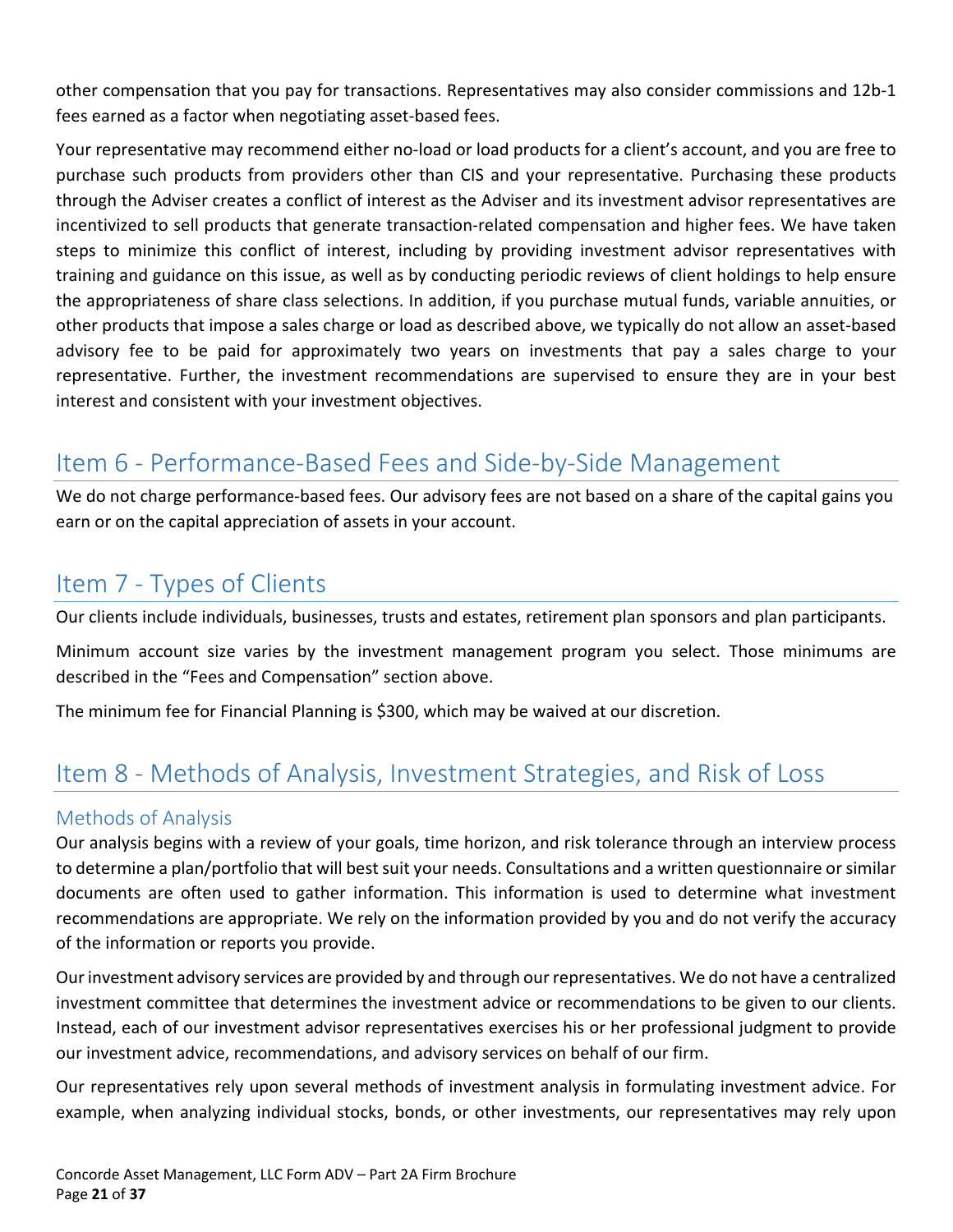other compensation that you pay for transactions. Representatives may also consider commissions and 12b-1 fees earned as a factor when negotiating asset-based fees.

Your representative may recommend either no-load or load products for a client's account, and you are free to purchase such products from providers other than CIS and your representative. Purchasing these products through the Adviser creates a conflict of interest as the Adviser and its investment advisor representatives are incentivized to sell products that generate transaction-related compensation and higher fees. We have taken steps to minimize this conflict of interest, including by providing investment advisor representatives with training and guidance on this issue, as well as by conducting periodic reviews of client holdings to help ensure the appropriateness of share class selections. In addition, if you purchase mutual funds, variable annuities, or other products that impose a sales charge or load as described above, we typically do not allow an asset-based advisory fee to be paid for approximately two years on investments that pay a sales charge to your representative. Further, the investment recommendations are supervised to ensure they are in your best interest and consistent with your investment objectives.

## Item 6 - Performance-Based Fees and Side-by-Side Management

We do not charge performance-based fees. Our advisory fees are not based on a share of the capital gains you earn or on the capital appreciation of assets in your account.

## Item 7 - Types of Clients

Our clients include individuals, businesses, trusts and estates, retirement plan sponsors and plan participants.

Minimum account size varies by the investment management program you select. Those minimums are described in the "Fees and Compensation" section above.

The minimum fee for Financial Planning is $300, which may be waived at our discretion.

## Item 8 - Methods of Analysis, Investment Strategies, and Risk of Loss

### Methods of Analysis

Our analysis begins with a review of your goals, time horizon, and risk tolerance through an interview process to determine a plan/portfolio that will best suit your needs. Consultations and a written questionnaire or similar documents are often used to gather information. This information is used to determine what investment recommendations are appropriate. We rely on the information provided by you and do not verify the accuracy of the information or reports you provide.

Our investment advisory services are provided by and through our representatives. We do not have a centralized investment committee that determines the investment advice or recommendations to be given to our clients. Instead, each of our investment advisor representatives exercises his or her professional judgment to provide our investment advice, recommendations, and advisory services on behalf of our firm.

Our representatives rely upon several methods of investment analysis in formulating investment advice. For example, when analyzing individual stocks, bonds, or other investments, our representatives may rely upon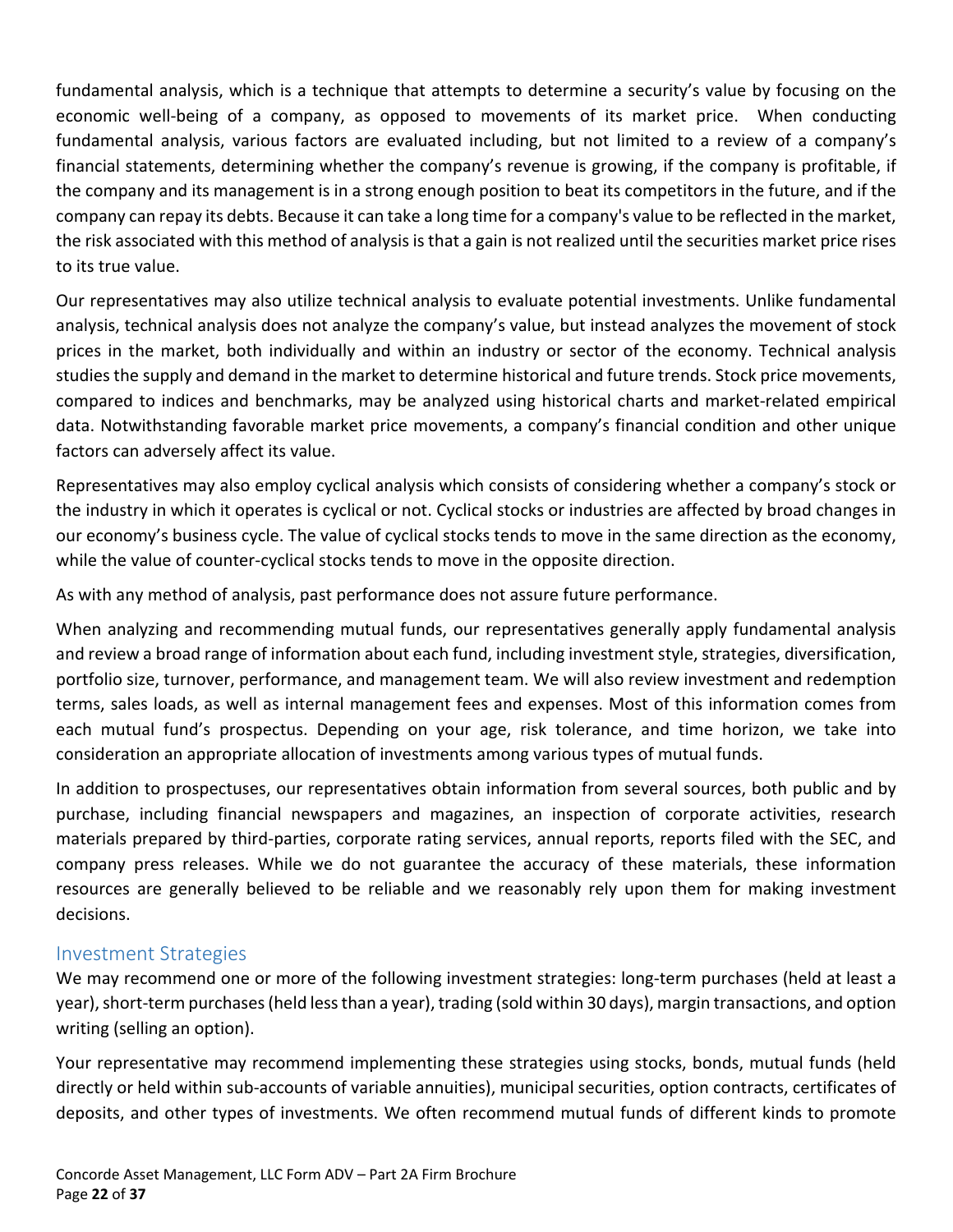fundamental analysis, which is a technique that attempts to determine a security's value by focusing on the economic well-being of a company, as opposed to movements of its market price. When conducting fundamental analysis, various factors are evaluated including, but not limited to a review of a company's financial statements, determining whether the company's revenue is growing, if the company is profitable, if the company and its management is in a strong enough position to beat its competitors in the future, and if the company can repay its debts. Because it can take a long time for a company's value to be reflected in the market, the risk associated with this method of analysis is that a gain is not realized until the securities market price rises to its true value.

Our representatives may also utilize technical analysis to evaluate potential investments. Unlike fundamental analysis, technical analysis does not analyze the company's value, but instead analyzes the movement of stock prices in the market, both individually and within an industry or sector of the economy. Technical analysis studies the supply and demand in the market to determine historical and future trends. Stock price movements, compared to indices and benchmarks, may be analyzed using historical charts and market-related empirical data. Notwithstanding favorable market price movements, a company's financial condition and other unique factors can adversely affect its value.

Representatives may also employ cyclical analysis which consists of considering whether a company's stock or the industry in which it operates is cyclical or not. Cyclical stocks or industries are affected by broad changes in our economy's business cycle. The value of cyclical stocks tends to move in the same direction as the economy, while the value of counter-cyclical stocks tends to move in the opposite direction.

As with any method of analysis, past performance does not assure future performance.

When analyzing and recommending mutual funds, our representatives generally apply fundamental analysis and review a broad range of information about each fund, including investment style, strategies, diversification, portfolio size, turnover, performance, and management team. We will also review investment and redemption terms, sales loads, as well as internal management fees and expenses. Most of this information comes from each mutual fund's prospectus. Depending on your age, risk tolerance, and time horizon, we take into consideration an appropriate allocation of investments among various types of mutual funds.

In addition to prospectuses, our representatives obtain information from several sources, both public and by purchase, including financial newspapers and magazines, an inspection of corporate activities, research materials prepared by third-parties, corporate rating services, annual reports, reports filed with the SEC, and company press releases. While we do not guarantee the accuracy of these materials, these information resources are generally believed to be reliable and we reasonably rely upon them for making investment decisions.

## Investment Strategies

We may recommend one or more of the following investment strategies: long-term purchases (held at least a year), short-term purchases (held less than a year), trading (sold within 30 days), margin transactions, and option writing (selling an option).

Your representative may recommend implementing these strategies using stocks, bonds, mutual funds (held directly or held within sub-accounts of variable annuities), municipal securities, option contracts, certificates of deposits, and other types of investments. We often recommend mutual funds of different kinds to promote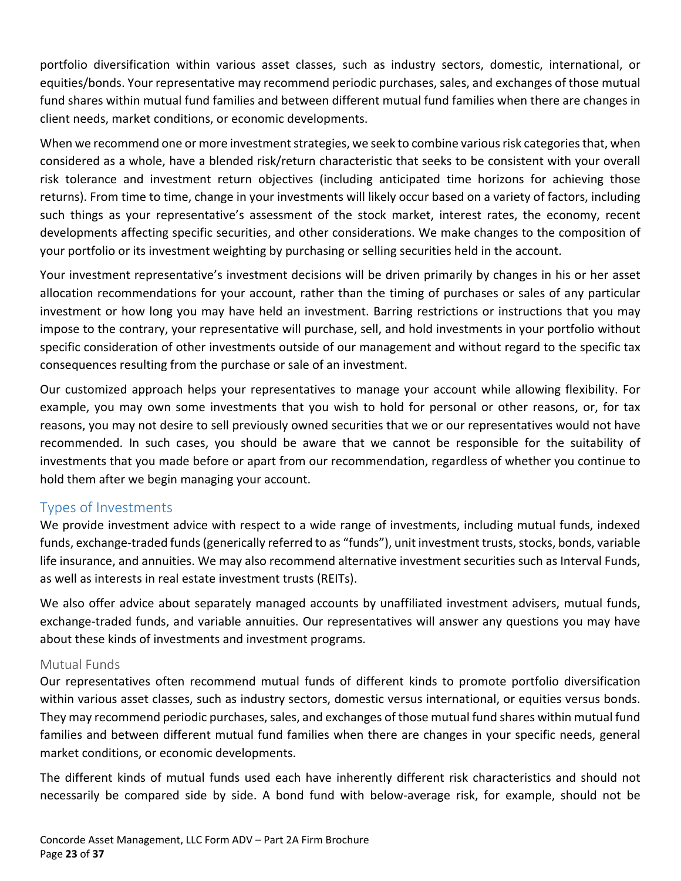portfolio diversification within various asset classes, such as industry sectors, domestic, international, or equities/bonds. Your representative may recommend periodic purchases, sales, and exchanges of those mutual fund shares within mutual fund families and between different mutual fund families when there are changes in client needs, market conditions, or economic developments.

When we recommend one or more investment strategies, we seek to combine various risk categories that, when considered as a whole, have a blended risk/return characteristic that seeks to be consistent with your overall risk tolerance and investment return objectives (including anticipated time horizons for achieving those returns). From time to time, change in your investments will likely occur based on a variety of factors, including such things as your representative's assessment of the stock market, interest rates, the economy, recent developments affecting specific securities, and other considerations. We make changes to the composition of your portfolio or its investment weighting by purchasing or selling securities held in the account.

Your investment representative's investment decisions will be driven primarily by changes in his or her asset allocation recommendations for your account, rather than the timing of purchases or sales of any particular investment or how long you may have held an investment. Barring restrictions or instructions that you may impose to the contrary, your representative will purchase, sell, and hold investments in your portfolio without specific consideration of other investments outside of our management and without regard to the specific tax consequences resulting from the purchase or sale of an investment.

Our customized approach helps your representatives to manage your account while allowing flexibility. For example, you may own some investments that you wish to hold for personal or other reasons, or, for tax reasons, you may not desire to sell previously owned securities that we or our representatives would not have recommended. In such cases, you should be aware that we cannot be responsible for the suitability of investments that you made before or apart from our recommendation, regardless of whether you continue to hold them after we begin managing your account.

## Types of Investments

We provide investment advice with respect to a wide range of investments, including mutual funds, indexed funds, exchange-traded funds (generically referred to as "funds"), unit investment trusts, stocks, bonds, variable life insurance, and annuities. We may also recommend alternative investment securities such as Interval Funds, as well as interests in real estate investment trusts (REITs).

We also offer advice about separately managed accounts by unaffiliated investment advisers, mutual funds, exchange-traded funds, and variable annuities. Our representatives will answer any questions you may have about these kinds of investments and investment programs.

### Mutual Funds

Our representatives often recommend mutual funds of different kinds to promote portfolio diversification within various asset classes, such as industry sectors, domestic versus international, or equities versus bonds. They may recommend periodic purchases, sales, and exchanges of those mutual fund shares within mutual fund families and between different mutual fund families when there are changes in your specific needs, general market conditions, or economic developments.

The different kinds of mutual funds used each have inherently different risk characteristics and should not necessarily be compared side by side. A bond fund with below-average risk, for example, should not be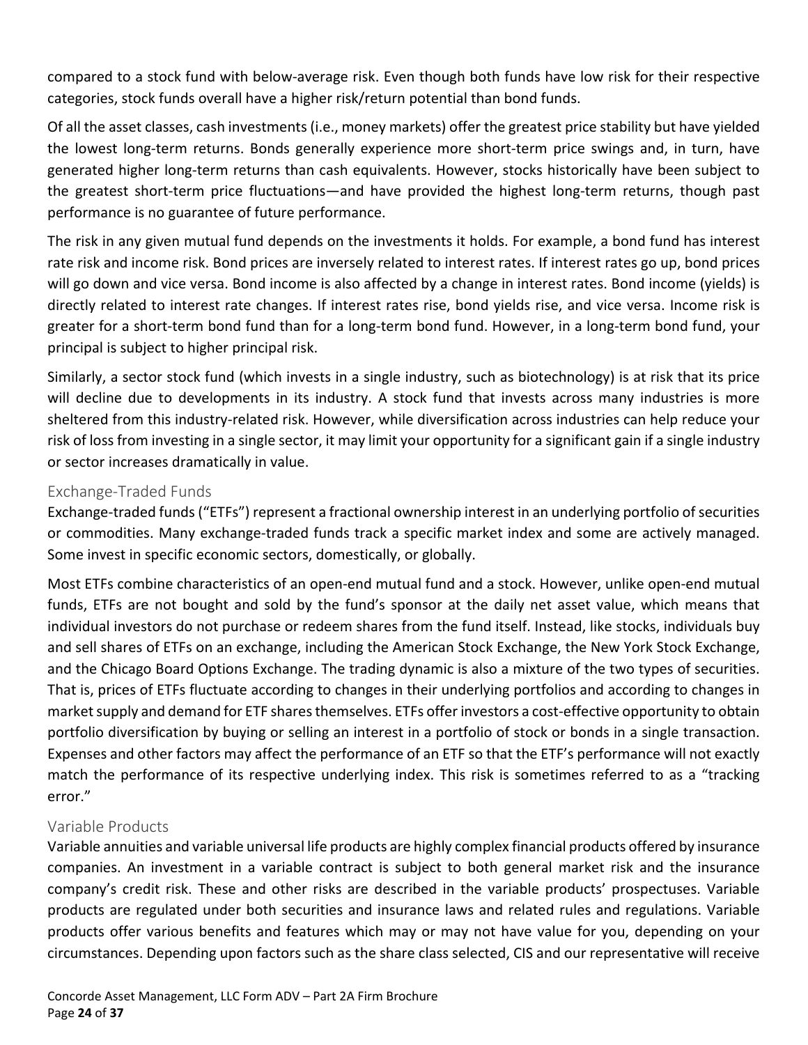compared to a stock fund with below-average risk. Even though both funds have low risk for their respective categories, stock funds overall have a higher risk/return potential than bond funds.

Of all the asset classes, cash investments (i.e., money markets) offer the greatest price stability but have yielded the lowest long-term returns. Bonds generally experience more short-term price swings and, in turn, have generated higher long-term returns than cash equivalents. However, stocks historically have been subject to the greatest short-term price fluctuations—and have provided the highest long-term returns, though past performance is no guarantee of future performance.

The risk in any given mutual fund depends on the investments it holds. For example, a bond fund has interest rate risk and income risk. Bond prices are inversely related to interest rates. If interest rates go up, bond prices will go down and vice versa. Bond income is also affected by a change in interest rates. Bond income (yields) is directly related to interest rate changes. If interest rates rise, bond yields rise, and vice versa. Income risk is greater for a short-term bond fund than for a long-term bond fund. However, in a long-term bond fund, your principal is subject to higher principal risk.

Similarly, a sector stock fund (which invests in a single industry, such as biotechnology) is at risk that its price will decline due to developments in its industry. A stock fund that invests across many industries is more sheltered from this industry-related risk. However, while diversification across industries can help reduce your risk of loss from investing in a single sector, it may limit your opportunity for a significant gain if a single industry or sector increases dramatically in value.

## Exchange-Traded Funds

Exchange-traded funds ("ETFs") represent a fractional ownership interest in an underlying portfolio of securities or commodities. Many exchange-traded funds track a specific market index and some are actively managed. Some invest in specific economic sectors, domestically, or globally.

Most ETFs combine characteristics of an open-end mutual fund and a stock. However, unlike open-end mutual funds, ETFs are not bought and sold by the fund's sponsor at the daily net asset value, which means that individual investors do not purchase or redeem shares from the fund itself. Instead, like stocks, individuals buy and sell shares of ETFs on an exchange, including the American Stock Exchange, the New York Stock Exchange, and the Chicago Board Options Exchange. The trading dynamic is also a mixture of the two types of securities. That is, prices of ETFs fluctuate according to changes in their underlying portfolios and according to changes in market supply and demand for ETF shares themselves. ETFs offer investors a cost-effective opportunity to obtain portfolio diversification by buying or selling an interest in a portfolio of stock or bonds in a single transaction. Expenses and other factors may affect the performance of an ETF so that the ETF's performance will not exactly match the performance of its respective underlying index. This risk is sometimes referred to as a "tracking error."

## Variable Products

Variable annuities and variable universal life products are highly complex financial products offered by insurance companies. An investment in a variable contract is subject to both general market risk and the insurance company's credit risk. These and other risks are described in the variable products' prospectuses. Variable products are regulated under both securities and insurance laws and related rules and regulations. Variable products offer various benefits and features which may or may not have value for you, depending on your circumstances. Depending upon factors such as the share class selected, CIS and our representative will receive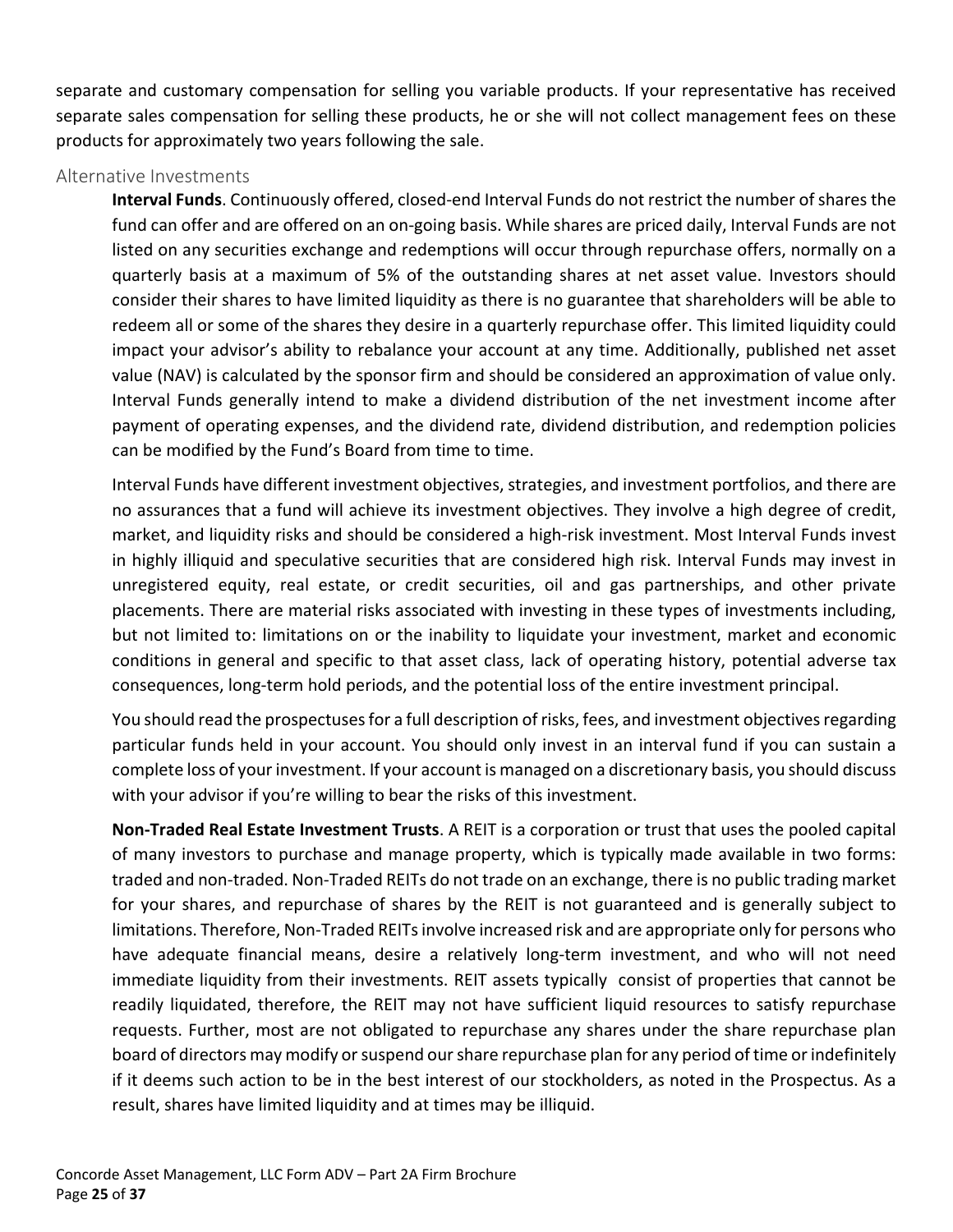separate and customary compensation for selling you variable products. If your representative has received separate sales compensation for selling these products, he or she will not collect management fees on these products for approximately two years following the sale.

### Alternative Investments

**Interval Funds**. Continuously offered, closed-end Interval Funds do not restrict the number of shares the fund can offer and are offered on an on-going basis. While shares are priced daily, Interval Funds are not listed on any securities exchange and redemptions will occur through repurchase offers, normally on a quarterly basis at a maximum of 5% of the outstanding shares at net asset value. Investors should consider their shares to have limited liquidity as there is no guarantee that shareholders will be able to redeem all or some of the shares they desire in a quarterly repurchase offer. This limited liquidity could impact your advisor's ability to rebalance your account at any time. Additionally, published net asset value (NAV) is calculated by the sponsor firm and should be considered an approximation of value only. Interval Funds generally intend to make a dividend distribution of the net investment income after payment of operating expenses, and the dividend rate, dividend distribution, and redemption policies can be modified by the Fund's Board from time to time.

Interval Funds have different investment objectives, strategies, and investment portfolios, and there are no assurances that a fund will achieve its investment objectives. They involve a high degree of credit, market, and liquidity risks and should be considered a high-risk investment. Most Interval Funds invest in highly illiquid and speculative securities that are considered high risk. Interval Funds may invest in unregistered equity, real estate, or credit securities, oil and gas partnerships, and other private placements. There are material risks associated with investing in these types of investments including, but not limited to: limitations on or the inability to liquidate your investment, market and economic conditions in general and specific to that asset class, lack of operating history, potential adverse tax consequences, long-term hold periods, and the potential loss of the entire investment principal.

You should read the prospectuses for a full description of risks, fees, and investment objectives regarding particular funds held in your account. You should only invest in an interval fund if you can sustain a complete loss of your investment. If your account is managed on a discretionary basis, you should discuss with your advisor if you're willing to bear the risks of this investment.

**Non-Traded Real Estate Investment Trusts**. A REIT is a corporation or trust that uses the pooled capital of many investors to purchase and manage property, which is typically made available in two forms: traded and non-traded. Non-Traded REITs do not trade on an exchange, there is no public trading market for your shares, and repurchase of shares by the REIT is not guaranteed and is generally subject to limitations. Therefore, Non-Traded REITs involve increased risk and are appropriate only for persons who have adequate financial means, desire a relatively long-term investment, and who will not need immediate liquidity from their investments. REIT assets typically consist of properties that cannot be readily liquidated, therefore, the REIT may not have sufficient liquid resources to satisfy repurchase requests. Further, most are not obligated to repurchase any shares under the share repurchase plan board of directors may modify or suspend our share repurchase plan for any period of time or indefinitely if it deems such action to be in the best interest of our stockholders, as noted in the Prospectus. As a result, shares have limited liquidity and at times may be illiquid.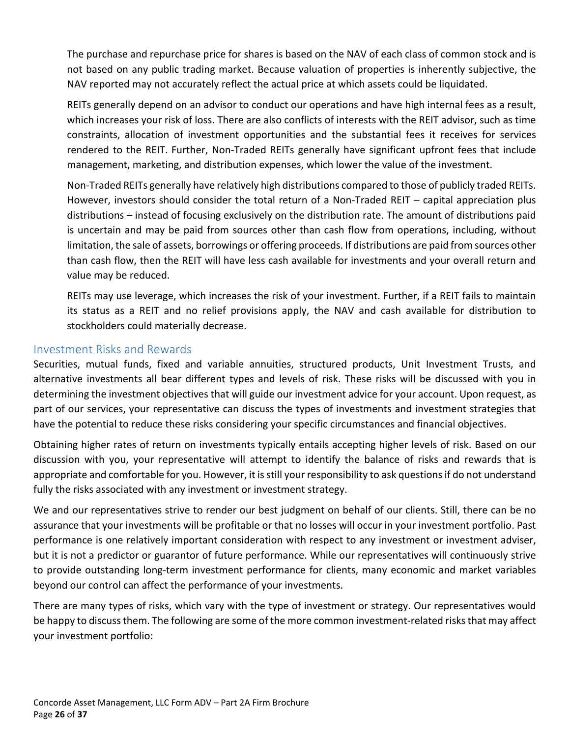The purchase and repurchase price for shares is based on the NAV of each class of common stock and is not based on any public trading market. Because valuation of properties is inherently subjective, the NAV reported may not accurately reflect the actual price at which assets could be liquidated.

REITs generally depend on an advisor to conduct our operations and have high internal fees as a result, which increases your risk of loss. There are also conflicts of interests with the REIT advisor, such as time constraints, allocation of investment opportunities and the substantial fees it receives for services rendered to the REIT. Further, Non-Traded REITs generally have significant upfront fees that include management, marketing, and distribution expenses, which lower the value of the investment.

Non-Traded REITs generally have relatively high distributions compared to those of publicly traded REITs. However, investors should consider the total return of a Non-Traded REIT – capital appreciation plus distributions – instead of focusing exclusively on the distribution rate. The amount of distributions paid is uncertain and may be paid from sources other than cash flow from operations, including, without limitation, the sale of assets, borrowings or offering proceeds. If distributions are paid from sources other than cash flow, then the REIT will have less cash available for investments and your overall return and value may be reduced.

REITs may use leverage, which increases the risk of your investment. Further, if a REIT fails to maintain its status as a REIT and no relief provisions apply, the NAV and cash available for distribution to stockholders could materially decrease.

## Investment Risks and Rewards

Securities, mutual funds, fixed and variable annuities, structured products, Unit Investment Trusts, and alternative investments all bear different types and levels of risk. These risks will be discussed with you in determining the investment objectives that will guide our investment advice for your account. Upon request, as part of our services, your representative can discuss the types of investments and investment strategies that have the potential to reduce these risks considering your specific circumstances and financial objectives.

Obtaining higher rates of return on investments typically entails accepting higher levels of risk. Based on our discussion with you, your representative will attempt to identify the balance of risks and rewards that is appropriate and comfortable for you. However, it is still your responsibility to ask questions if do not understand fully the risks associated with any investment or investment strategy.

We and our representatives strive to render our best judgment on behalf of our clients. Still, there can be no assurance that your investments will be profitable or that no losses will occur in your investment portfolio. Past performance is one relatively important consideration with respect to any investment or investment adviser, but it is not a predictor or guarantor of future performance. While our representatives will continuously strive to provide outstanding long-term investment performance for clients, many economic and market variables beyond our control can affect the performance of your investments.

There are many types of risks, which vary with the type of investment or strategy. Our representatives would be happy to discuss them. The following are some of the more common investment-related risks that may affect your investment portfolio: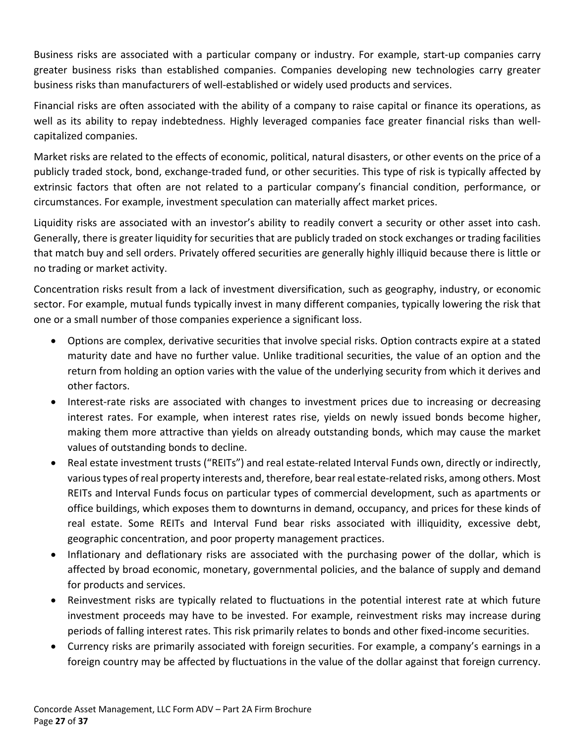Business risks are associated with a particular company or industry. For example, start-up companies carry greater business risks than established companies. Companies developing new technologies carry greater business risks than manufacturers of well-established or widely used products and services.

Financial risks are often associated with the ability of a company to raise capital or finance its operations, as well as its ability to repay indebtedness. Highly leveraged companies face greater financial risks than well-capitalized companies.

Market risks are related to the effects of economic, political, natural disasters, or other events on the price of a publicly traded stock, bond, exchange-traded fund, or other securities. This type of risk is typically affected by extrinsic factors that often are not related to a particular company's financial condition, performance, or circumstances. For example, investment speculation can materially affect market prices.

Liquidity risks are associated with an investor's ability to readily convert a security or other asset into cash. Generally, there is greater liquidity for securities that are publicly traded on stock exchanges or trading facilities that match buy and sell orders. Privately offered securities are generally highly illiquid because there is little or no trading or market activity.

Concentration risks result from a lack of investment diversification, such as geography, industry, or economic sector. For example, mutual funds typically invest in many different companies, typically lowering the risk that one or a small number of those companies experience a significant loss.

- Options are complex, derivative securities that involve special risks. Option contracts expire at a stated maturity date and have no further value. Unlike traditional securities, the value of an option and the return from holding an option varies with the value of the underlying security from which it derives and other factors.
- Interest-rate risks are associated with changes to investment prices due to increasing or decreasing interest rates. For example, when interest rates rise, yields on newly issued bonds become higher, making them more attractive than yields on already outstanding bonds, which may cause the market values of outstanding bonds to decline.
- Real estate investment trusts ("REITs") and real estate-related Interval Funds own, directly or indirectly, various types of real property interests and, therefore, bear real estate-related risks, among others. Most REITs and Interval Funds focus on particular types of commercial development, such as apartments or office buildings, which exposes them to downturns in demand, occupancy, and prices for these kinds of real estate. Some REITs and Interval Fund bear risks associated with illiquidity, excessive debt, geographic concentration, and poor property management practices.
- Inflationary and deflationary risks are associated with the purchasing power of the dollar, which is affected by broad economic, monetary, governmental policies, and the balance of supply and demand for products and services.
- Reinvestment risks are typically related to fluctuations in the potential interest rate at which future investment proceeds may have to be invested. For example, reinvestment risks may increase during periods of falling interest rates. This risk primarily relates to bonds and other fixed-income securities.
- Currency risks are primarily associated with foreign securities. For example, a company's earnings in a foreign country may be affected by fluctuations in the value of the dollar against that foreign currency.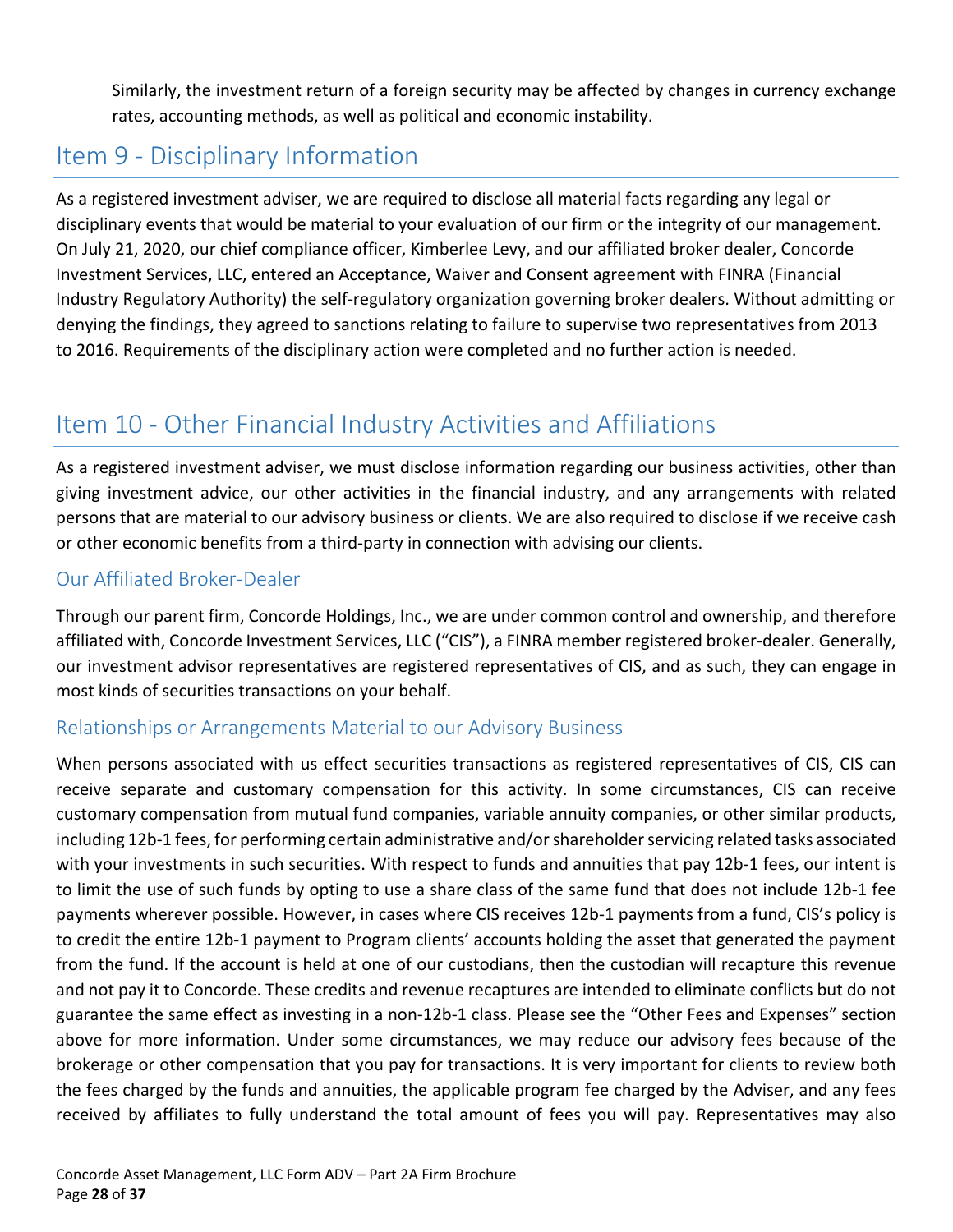Similarly, the investment return of a foreign security may be affected by changes in currency exchange rates, accounting methods, as well as political and economic instability.

## Item 9 - Disciplinary Information

As a registered investment adviser, we are required to disclose all material facts regarding any legal or disciplinary events that would be material to your evaluation of our firm or the integrity of our management. On July 21, 2020, our chief compliance officer, Kimberlee Levy, and our affiliated broker dealer, Concorde Investment Services, LLC, entered an Acceptance, Waiver and Consent agreement with FINRA (Financial Industry Regulatory Authority) the self-regulatory organization governing broker dealers. Without admitting or denying the findings, they agreed to sanctions relating to failure to supervise two representatives from 2013 to 2016. Requirements of the disciplinary action were completed and no further action is needed.

## Item 10 - Other Financial Industry Activities and Affiliations

As a registered investment adviser, we must disclose information regarding our business activities, other than giving investment advice, our other activities in the financial industry, and any arrangements with related persons that are material to our advisory business or clients. We are also required to disclose if we receive cash or other economic benefits from a third-party in connection with advising our clients.

### Our Affiliated Broker-Dealer

Through our parent firm, Concorde Holdings, Inc., we are under common control and ownership, and therefore affiliated with, Concorde Investment Services, LLC ("CIS"), a FINRA member registered broker-dealer. Generally, our investment advisor representatives are registered representatives of CIS, and as such, they can engage in most kinds of securities transactions on your behalf.

### Relationships or Arrangements Material to our Advisory Business

When persons associated with us effect securities transactions as registered representatives of CIS, CIS can receive separate and customary compensation for this activity. In some circumstances, CIS can receive customary compensation from mutual fund companies, variable annuity companies, or other similar products, including 12b-1 fees, for performing certain administrative and/or shareholder servicing related tasks associated with your investments in such securities. With respect to funds and annuities that pay 12b-1 fees, our intent is to limit the use of such funds by opting to use a share class of the same fund that does not include 12b-1 fee payments wherever possible. However, in cases where CIS receives 12b-1 payments from a fund, CIS's policy is to credit the entire 12b-1 payment to Program clients' accounts holding the asset that generated the payment from the fund. If the account is held at one of our custodians, then the custodian will recapture this revenue and not pay it to Concorde. These credits and revenue recaptures are intended to eliminate conflicts but do not guarantee the same effect as investing in a non-12b-1 class. Please see the "Other Fees and Expenses" section above for more information. Under some circumstances, we may reduce our advisory fees because of the brokerage or other compensation that you pay for transactions. It is very important for clients to review both the fees charged by the funds and annuities, the applicable program fee charged by the Adviser, and any fees received by affiliates to fully understand the total amount of fees you will pay. Representatives may also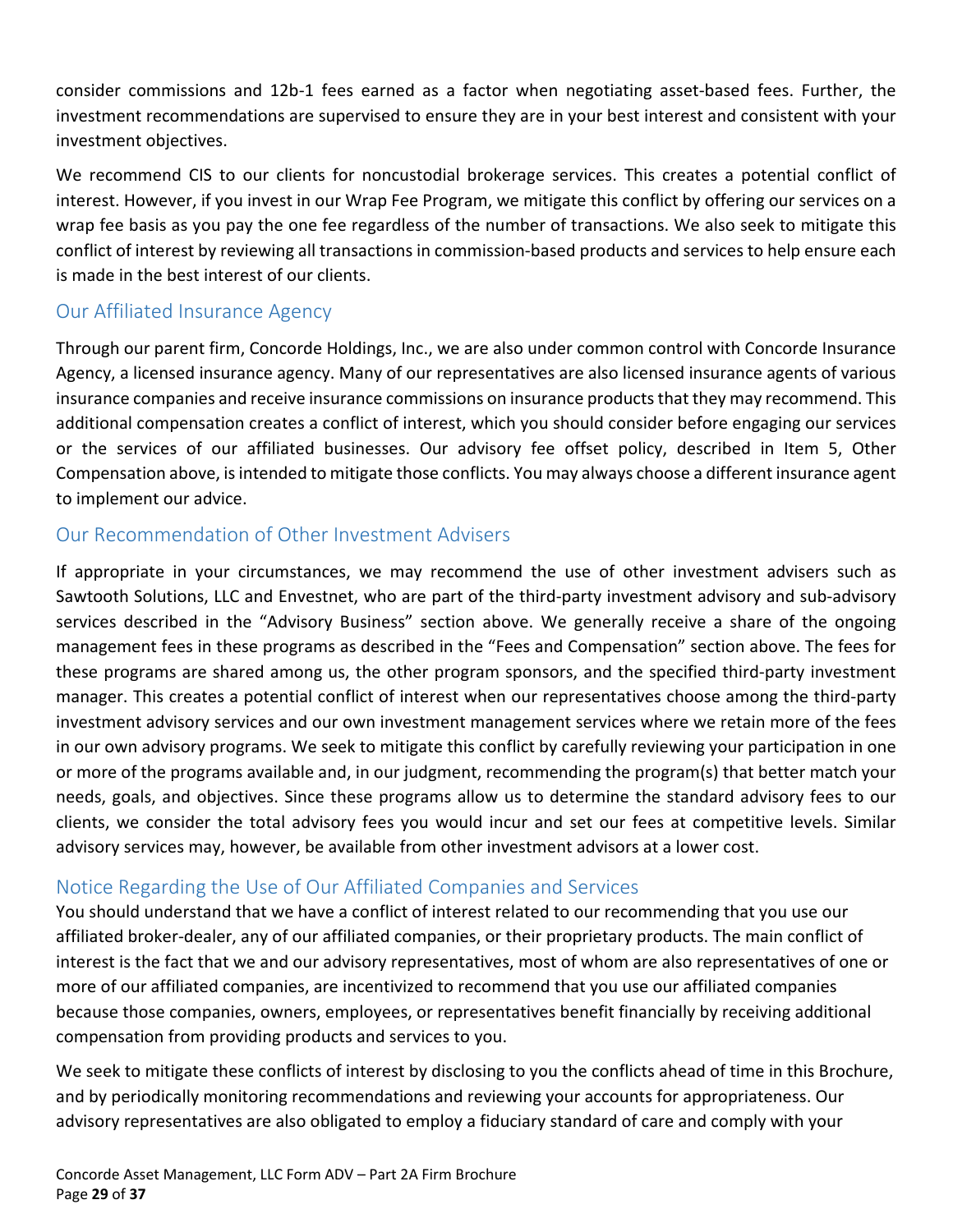consider commissions and 12b-1 fees earned as a factor when negotiating asset-based fees. Further, the investment recommendations are supervised to ensure they are in your best interest and consistent with your investment objectives.

We recommend CIS to our clients for noncustodial brokerage services. This creates a potential conflict of interest. However, if you invest in our Wrap Fee Program, we mitigate this conflict by offering our services on a wrap fee basis as you pay the one fee regardless of the number of transactions. We also seek to mitigate this conflict of interest by reviewing all transactions in commission-based products and services to help ensure each is made in the best interest of our clients.

## Our Affiliated Insurance Agency

Through our parent firm, Concorde Holdings, Inc., we are also under common control with Concorde Insurance Agency, a licensed insurance agency. Many of our representatives are also licensed insurance agents of various insurance companies and receive insurance commissions on insurance products that they may recommend. This additional compensation creates a conflict of interest, which you should consider before engaging our services or the services of our affiliated businesses. Our advisory fee offset policy, described in Item 5, Other Compensation above, is intended to mitigate those conflicts. You may always choose a different insurance agent to implement our advice.

## Our Recommendation of Other Investment Advisers

If appropriate in your circumstances, we may recommend the use of other investment advisers such as Sawtooth Solutions, LLC and Envestnet, who are part of the third-party investment advisory and sub-advisory services described in the "Advisory Business" section above. We generally receive a share of the ongoing management fees in these programs as described in the "Fees and Compensation" section above. The fees for these programs are shared among us, the other program sponsors, and the specified third-party investment manager. This creates a potential conflict of interest when our representatives choose among the third-party investment advisory services and our own investment management services where we retain more of the fees in our own advisory programs. We seek to mitigate this conflict by carefully reviewing your participation in one or more of the programs available and, in our judgment, recommending the program(s) that better match your needs, goals, and objectives. Since these programs allow us to determine the standard advisory fees to our clients, we consider the total advisory fees you would incur and set our fees at competitive levels. Similar advisory services may, however, be available from other investment advisors at a lower cost.

## Notice Regarding the Use of Our Affiliated Companies and Services

You should understand that we have a conflict of interest related to our recommending that you use our affiliated broker-dealer, any of our affiliated companies, or their proprietary products. The main conflict of interest is the fact that we and our advisory representatives, most of whom are also representatives of one or more of our affiliated companies, are incentivized to recommend that you use our affiliated companies because those companies, owners, employees, or representatives benefit financially by receiving additional compensation from providing products and services to you.

We seek to mitigate these conflicts of interest by disclosing to you the conflicts ahead of time in this Brochure, and by periodically monitoring recommendations and reviewing your accounts for appropriateness. Our advisory representatives are also obligated to employ a fiduciary standard of care and comply with your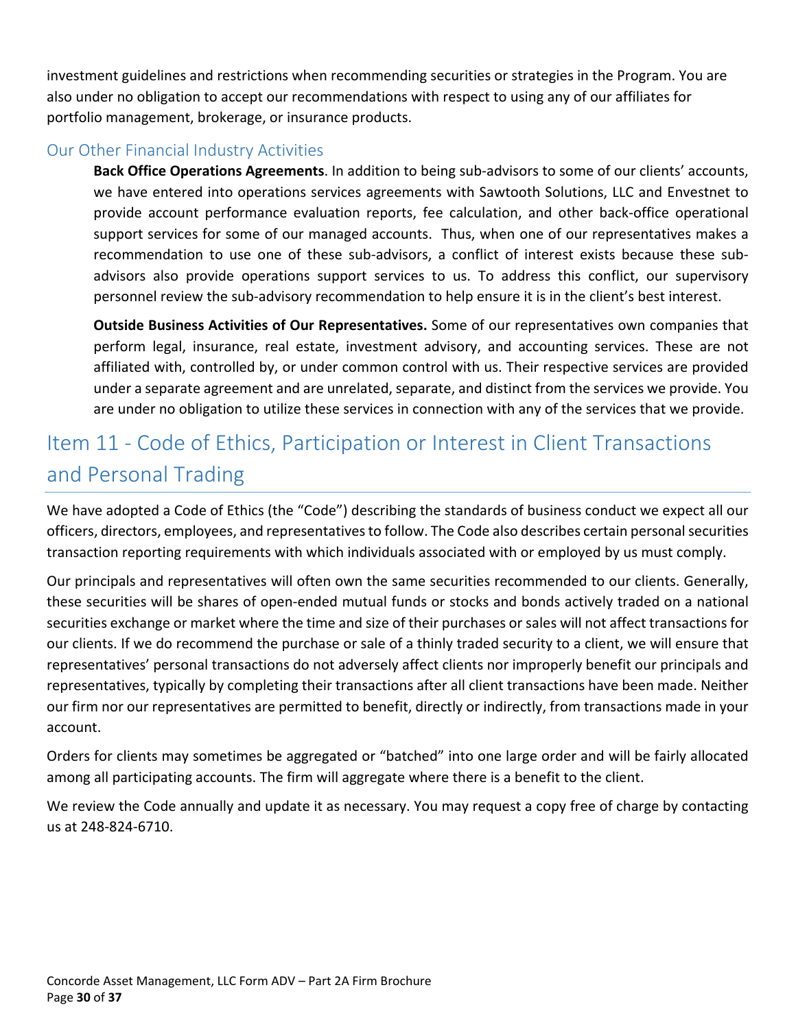investment guidelines and restrictions when recommending securities or strategies in the Program. You are also under no obligation to accept our recommendations with respect to using any of our affiliates for portfolio management, brokerage, or insurance products.

### Our Other Financial Industry Activities

**Back Office Operations Agreements**. In addition to being sub-advisors to some of our clients' accounts, we have entered into operations services agreements with Sawtooth Solutions, LLC and Envestnet to provide account performance evaluation reports, fee calculation, and other back-office operational support services for some of our managed accounts. Thus, when one of our representatives makes a recommendation to use one of these sub-advisors, a conflict of interest exists because these sub-advisors also provide operations support services to us. To address this conflict, our supervisory personnel review the sub-advisory recommendation to help ensure it is in the client's best interest.

**Outside Business Activities of Our Representatives.** Some of our representatives own companies that perform legal, insurance, real estate, investment advisory, and accounting services. These are not affiliated with, controlled by, or under common control with us. Their respective services are provided under a separate agreement and are unrelated, separate, and distinct from the services we provide. You are under no obligation to utilize these services in connection with any of the services that we provide.

## Item 11 - Code of Ethics, Participation or Interest in Client Transactions and Personal Trading

We have adopted a Code of Ethics (the "Code") describing the standards of business conduct we expect all our officers, directors, employees, and representatives to follow. The Code also describes certain personal securities transaction reporting requirements with which individuals associated with or employed by us must comply.

Our principals and representatives will often own the same securities recommended to our clients. Generally, these securities will be shares of open-ended mutual funds or stocks and bonds actively traded on a national securities exchange or market where the time and size of their purchases or sales will not affect transactions for our clients. If we do recommend the purchase or sale of a thinly traded security to a client, we will ensure that representatives' personal transactions do not adversely affect clients nor improperly benefit our principals and representatives, typically by completing their transactions after all client transactions have been made. Neither our firm nor our representatives are permitted to benefit, directly or indirectly, from transactions made in your account.

Orders for clients may sometimes be aggregated or "batched" into one large order and will be fairly allocated among all participating accounts. The firm will aggregate where there is a benefit to the client.

We review the Code annually and update it as necessary. You may request a copy free of charge by contacting us at 248-824-6710.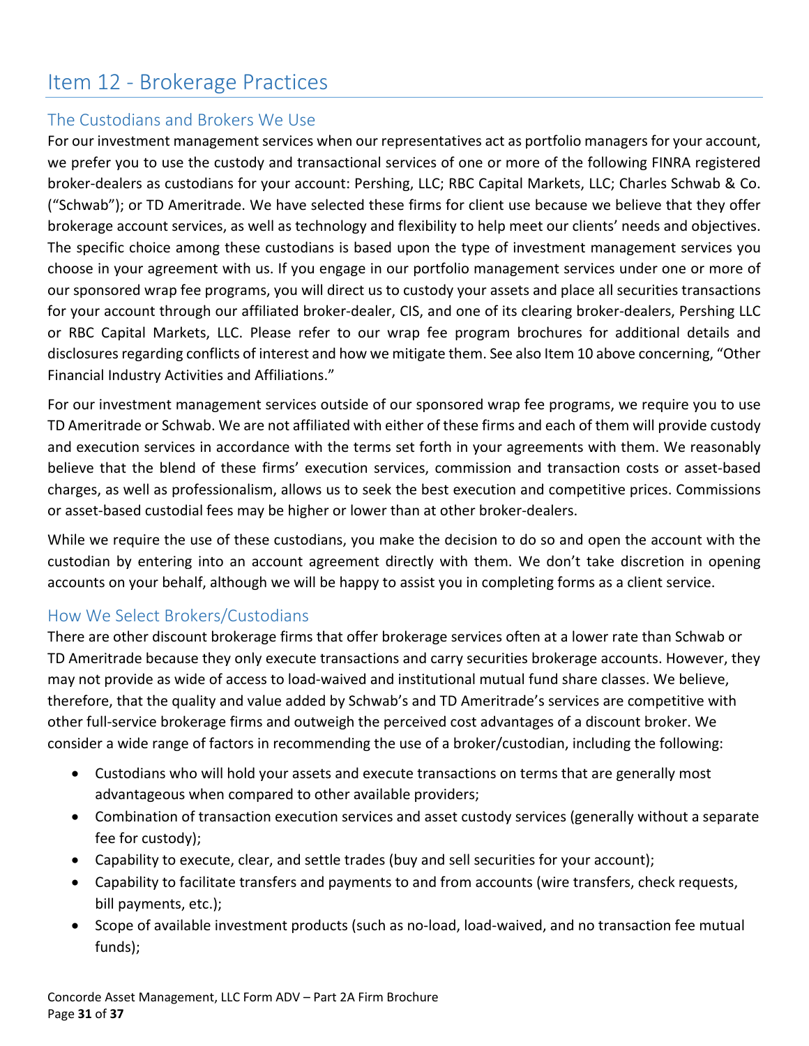# Item 12 - Brokerage Practices

## The Custodians and Brokers We Use

For our investment management services when our representatives act as portfolio managers for your account, we prefer you to use the custody and transactional services of one or more of the following FINRA registered broker-dealers as custodians for your account: Pershing, LLC; RBC Capital Markets, LLC; Charles Schwab & Co. ("Schwab"); or TD Ameritrade. We have selected these firms for client use because we believe that they offer brokerage account services, as well as technology and flexibility to help meet our clients' needs and objectives. The specific choice among these custodians is based upon the type of investment management services you choose in your agreement with us. If you engage in our portfolio management services under one or more of our sponsored wrap fee programs, you will direct us to custody your assets and place all securities transactions for your account through our affiliated broker-dealer, CIS, and one of its clearing broker-dealers, Pershing LLC or RBC Capital Markets, LLC. Please refer to our wrap fee program brochures for additional details and disclosures regarding conflicts of interest and how we mitigate them. See also Item 10 above concerning, "Other Financial Industry Activities and Affiliations."

For our investment management services outside of our sponsored wrap fee programs, we require you to use TD Ameritrade or Schwab. We are not affiliated with either of these firms and each of them will provide custody and execution services in accordance with the terms set forth in your agreements with them. We reasonably believe that the blend of these firms' execution services, commission and transaction costs or asset-based charges, as well as professionalism, allows us to seek the best execution and competitive prices. Commissions or asset-based custodial fees may be higher or lower than at other broker-dealers.

While we require the use of these custodians, you make the decision to do so and open the account with the custodian by entering into an account agreement directly with them. We don't take discretion in opening accounts on your behalf, although we will be happy to assist you in completing forms as a client service.

## How We Select Brokers/Custodians

There are other discount brokerage firms that offer brokerage services often at a lower rate than Schwab or TD Ameritrade because they only execute transactions and carry securities brokerage accounts. However, they may not provide as wide of access to load-waived and institutional mutual fund share classes. We believe, therefore, that the quality and value added by Schwab's and TD Ameritrade's services are competitive with other full-service brokerage firms and outweigh the perceived cost advantages of a discount broker. We consider a wide range of factors in recommending the use of a broker/custodian, including the following:

- Custodians who will hold your assets and execute transactions on terms that are generally most advantageous when compared to other available providers;
- Combination of transaction execution services and asset custody services (generally without a separate fee for custody);
- Capability to execute, clear, and settle trades (buy and sell securities for your account);
- Capability to facilitate transfers and payments to and from accounts (wire transfers, check requests, bill payments, etc.);
- Scope of available investment products (such as no-load, load-waived, and no transaction fee mutual funds);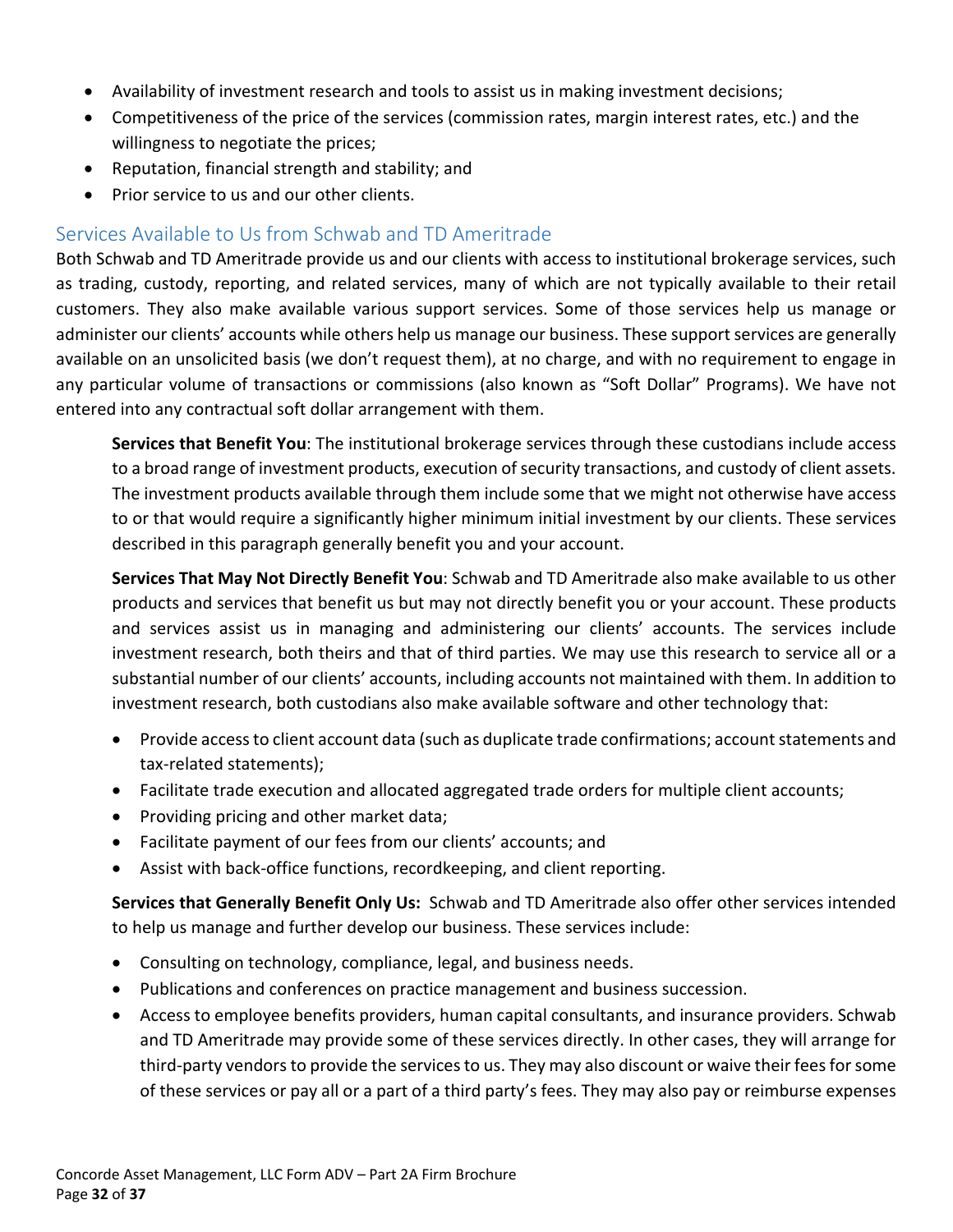- Availability of investment research and tools to assist us in making investment decisions;
- Competitiveness of the price of the services (commission rates, margin interest rates, etc.) and the willingness to negotiate the prices;
- Reputation, financial strength and stability; and
- Prior service to us and our other clients.

## Services Available to Us from Schwab and TD Ameritrade

Both Schwab and TD Ameritrade provide us and our clients with access to institutional brokerage services, such as trading, custody, reporting, and related services, many of which are not typically available to their retail customers. They also make available various support services. Some of those services help us manage or administer our clients' accounts while others help us manage our business. These support services are generally available on an unsolicited basis (we don't request them), at no charge, and with no requirement to engage in any particular volume of transactions or commissions (also known as "Soft Dollar" Programs). We have not entered into any contractual soft dollar arrangement with them.

**Services that Benefit You**: The institutional brokerage services through these custodians include access to a broad range of investment products, execution of security transactions, and custody of client assets. The investment products available through them include some that we might not otherwise have access to or that would require a significantly higher minimum initial investment by our clients. These services described in this paragraph generally benefit you and your account.

**Services That May Not Directly Benefit You**: Schwab and TD Ameritrade also make available to us other products and services that benefit us but may not directly benefit you or your account. These products and services assist us in managing and administering our clients' accounts. The services include investment research, both theirs and that of third parties. We may use this research to service all or a substantial number of our clients' accounts, including accounts not maintained with them. In addition to investment research, both custodians also make available software and other technology that:

- Provide access to client account data (such as duplicate trade confirmations; account statements and tax-related statements);
- Facilitate trade execution and allocated aggregated trade orders for multiple client accounts;
- Providing pricing and other market data;
- Facilitate payment of our fees from our clients' accounts; and
- Assist with back-office functions, recordkeeping, and client reporting.

**Services that Generally Benefit Only Us:** Schwab and TD Ameritrade also offer other services intended to help us manage and further develop our business. These services include:

- Consulting on technology, compliance, legal, and business needs.
- Publications and conferences on practice management and business succession.
- Access to employee benefits providers, human capital consultants, and insurance providers. Schwab and TD Ameritrade may provide some of these services directly. In other cases, they will arrange for third-party vendors to provide the services to us. They may also discount or waive their fees for some of these services or pay all or a part of a third party's fees. They may also pay or reimburse expenses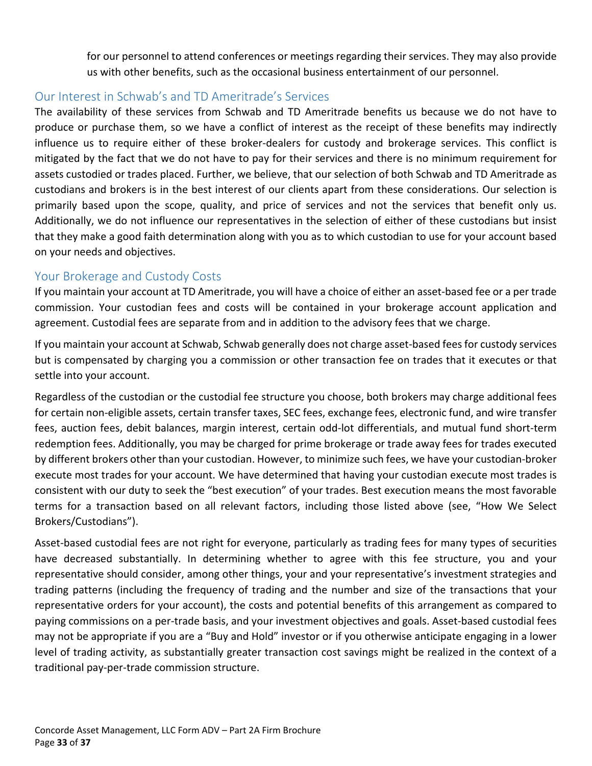for our personnel to attend conferences or meetings regarding their services. They may also provide us with other benefits, such as the occasional business entertainment of our personnel.

## Our Interest in Schwab's and TD Ameritrade's Services

The availability of these services from Schwab and TD Ameritrade benefits us because we do not have to produce or purchase them, so we have a conflict of interest as the receipt of these benefits may indirectly influence us to require either of these broker-dealers for custody and brokerage services. This conflict is mitigated by the fact that we do not have to pay for their services and there is no minimum requirement for assets custodied or trades placed. Further, we believe, that our selection of both Schwab and TD Ameritrade as custodians and brokers is in the best interest of our clients apart from these considerations. Our selection is primarily based upon the scope, quality, and price of services and not the services that benefit only us. Additionally, we do not influence our representatives in the selection of either of these custodians but insist that they make a good faith determination along with you as to which custodian to use for your account based on your needs and objectives.

## Your Brokerage and Custody Costs

If you maintain your account at TD Ameritrade, you will have a choice of either an asset-based fee or a per trade commission. Your custodian fees and costs will be contained in your brokerage account application and agreement. Custodial fees are separate from and in addition to the advisory fees that we charge.

If you maintain your account at Schwab, Schwab generally does not charge asset-based fees for custody services but is compensated by charging you a commission or other transaction fee on trades that it executes or that settle into your account.

Regardless of the custodian or the custodial fee structure you choose, both brokers may charge additional fees for certain non-eligible assets, certain transfer taxes, SEC fees, exchange fees, electronic fund, and wire transfer fees, auction fees, debit balances, margin interest, certain odd-lot differentials, and mutual fund short-term redemption fees. Additionally, you may be charged for prime brokerage or trade away fees for trades executed by different brokers other than your custodian. However, to minimize such fees, we have your custodian-broker execute most trades for your account. We have determined that having your custodian execute most trades is consistent with our duty to seek the "best execution" of your trades. Best execution means the most favorable terms for a transaction based on all relevant factors, including those listed above (see, "How We Select Brokers/Custodians").

Asset-based custodial fees are not right for everyone, particularly as trading fees for many types of securities have decreased substantially. In determining whether to agree with this fee structure, you and your representative should consider, among other things, your and your representative's investment strategies and trading patterns (including the frequency of trading and the number and size of the transactions that your representative orders for your account), the costs and potential benefits of this arrangement as compared to paying commissions on a per-trade basis, and your investment objectives and goals. Asset-based custodial fees may not be appropriate if you are a "Buy and Hold" investor or if you otherwise anticipate engaging in a lower level of trading activity, as substantially greater transaction cost savings might be realized in the context of a traditional pay-per-trade commission structure.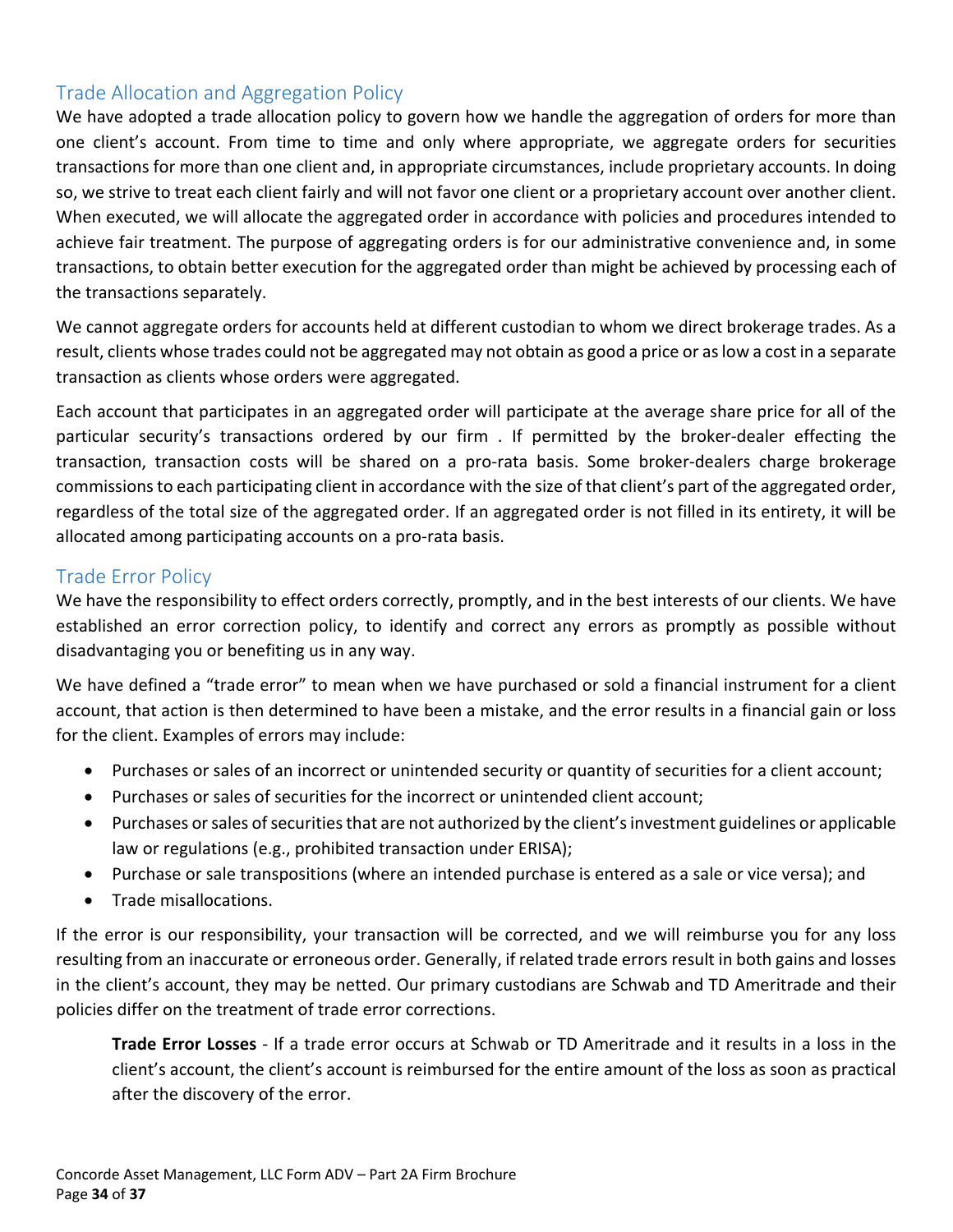## Trade Allocation and Aggregation Policy

We have adopted a trade allocation policy to govern how we handle the aggregation of orders for more than one client's account. From time to time and only where appropriate, we aggregate orders for securities transactions for more than one client and, in appropriate circumstances, include proprietary accounts. In doing so, we strive to treat each client fairly and will not favor one client or a proprietary account over another client. When executed, we will allocate the aggregated order in accordance with policies and procedures intended to achieve fair treatment. The purpose of aggregating orders is for our administrative convenience and, in some transactions, to obtain better execution for the aggregated order than might be achieved by processing each of the transactions separately.

We cannot aggregate orders for accounts held at different custodian to whom we direct brokerage trades. As a result, clients whose trades could not be aggregated may not obtain as good a price or as low a cost in a separate transaction as clients whose orders were aggregated.

Each account that participates in an aggregated order will participate at the average share price for all of the particular security's transactions ordered by our firm . If permitted by the broker-dealer effecting the transaction, transaction costs will be shared on a pro-rata basis. Some broker-dealers charge brokerage commissions to each participating client in accordance with the size of that client's part of the aggregated order, regardless of the total size of the aggregated order. If an aggregated order is not filled in its entirety, it will be allocated among participating accounts on a pro-rata basis.

## Trade Error Policy

We have the responsibility to effect orders correctly, promptly, and in the best interests of our clients. We have established an error correction policy, to identify and correct any errors as promptly as possible without disadvantaging you or benefiting us in any way.

We have defined a "trade error" to mean when we have purchased or sold a financial instrument for a client account, that action is then determined to have been a mistake, and the error results in a financial gain or loss for the client. Examples of errors may include:

- Purchases or sales of an incorrect or unintended security or quantity of securities for a client account;
- Purchases or sales of securities for the incorrect or unintended client account;
- Purchases or sales of securities that are not authorized by the client's investment guidelines or applicable law or regulations (e.g., prohibited transaction under ERISA);
- Purchase or sale transpositions (where an intended purchase is entered as a sale or vice versa); and
- Trade misallocations.

If the error is our responsibility, your transaction will be corrected, and we will reimburse you for any loss resulting from an inaccurate or erroneous order. Generally, if related trade errors result in both gains and losses in the client's account, they may be netted. Our primary custodians are Schwab and TD Ameritrade and their policies differ on the treatment of trade error corrections.

> **Trade Error Losses** - If a trade error occurs at Schwab or TD Ameritrade and it results in a loss in the client's account, the client's account is reimbursed for the entire amount of the loss as soon as practical after the discovery of the error.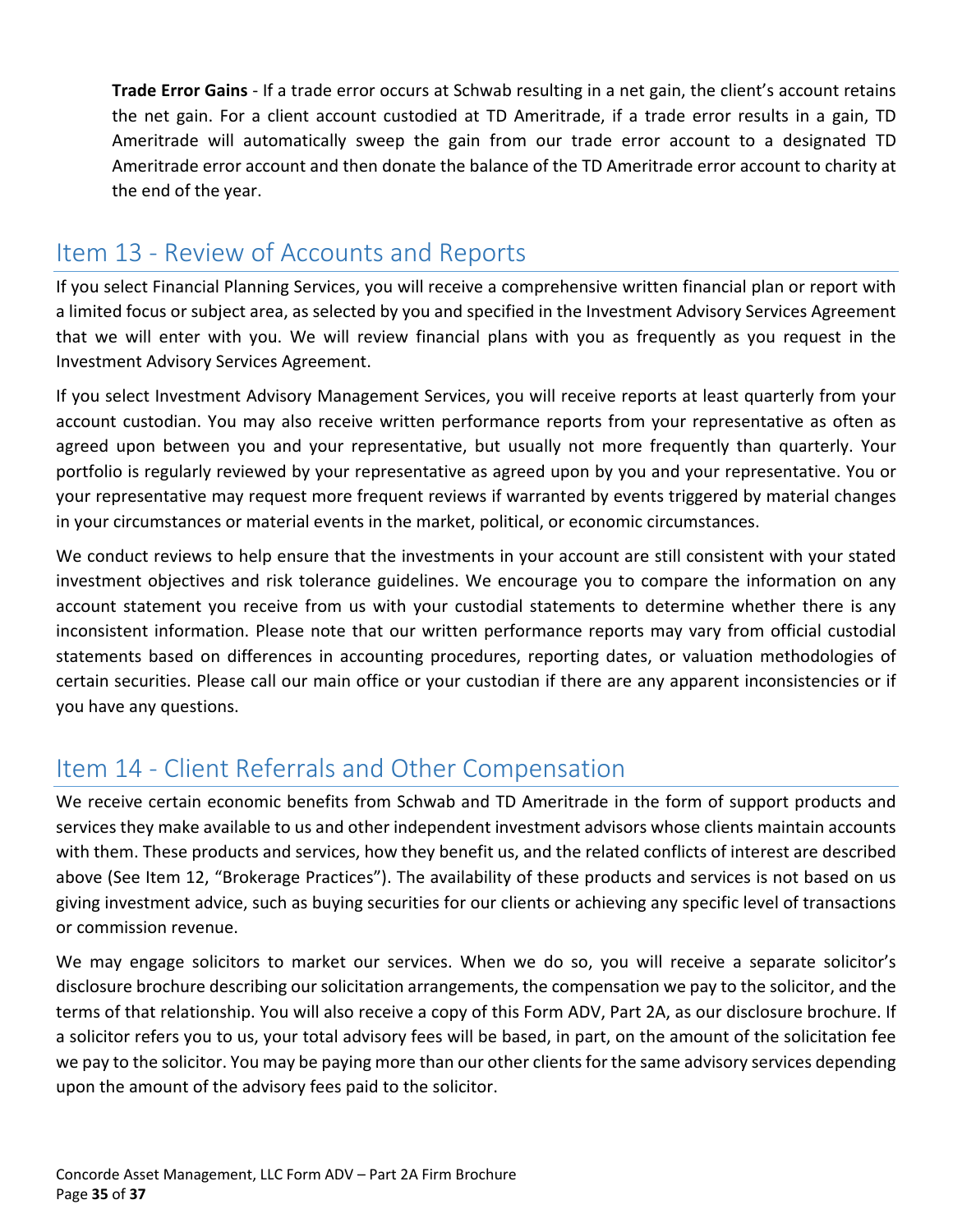**Trade Error Gains** - If a trade error occurs at Schwab resulting in a net gain, the client's account retains the net gain. For a client account custodied at TD Ameritrade, if a trade error results in a gain, TD Ameritrade will automatically sweep the gain from our trade error account to a designated TD Ameritrade error account and then donate the balance of the TD Ameritrade error account to charity at the end of the year.

## Item 13 - Review of Accounts and Reports

If you select Financial Planning Services, you will receive a comprehensive written financial plan or report with a limited focus or subject area, as selected by you and specified in the Investment Advisory Services Agreement that we will enter with you. We will review financial plans with you as frequently as you request in the Investment Advisory Services Agreement.

If you select Investment Advisory Management Services, you will receive reports at least quarterly from your account custodian. You may also receive written performance reports from your representative as often as agreed upon between you and your representative, but usually not more frequently than quarterly. Your portfolio is regularly reviewed by your representative as agreed upon by you and your representative. You or your representative may request more frequent reviews if warranted by events triggered by material changes in your circumstances or material events in the market, political, or economic circumstances.

We conduct reviews to help ensure that the investments in your account are still consistent with your stated investment objectives and risk tolerance guidelines. We encourage you to compare the information on any account statement you receive from us with your custodial statements to determine whether there is any inconsistent information. Please note that our written performance reports may vary from official custodial statements based on differences in accounting procedures, reporting dates, or valuation methodologies of certain securities. Please call our main office or your custodian if there are any apparent inconsistencies or if you have any questions.

## Item 14 - Client Referrals and Other Compensation

We receive certain economic benefits from Schwab and TD Ameritrade in the form of support products and services they make available to us and other independent investment advisors whose clients maintain accounts with them. These products and services, how they benefit us, and the related conflicts of interest are described above (See Item 12, "Brokerage Practices"). The availability of these products and services is not based on us giving investment advice, such as buying securities for our clients or achieving any specific level of transactions or commission revenue.

We may engage solicitors to market our services. When we do so, you will receive a separate solicitor's disclosure brochure describing our solicitation arrangements, the compensation we pay to the solicitor, and the terms of that relationship. You will also receive a copy of this Form ADV, Part 2A, as our disclosure brochure. If a solicitor refers you to us, your total advisory fees will be based, in part, on the amount of the solicitation fee we pay to the solicitor. You may be paying more than our other clients for the same advisory services depending upon the amount of the advisory fees paid to the solicitor.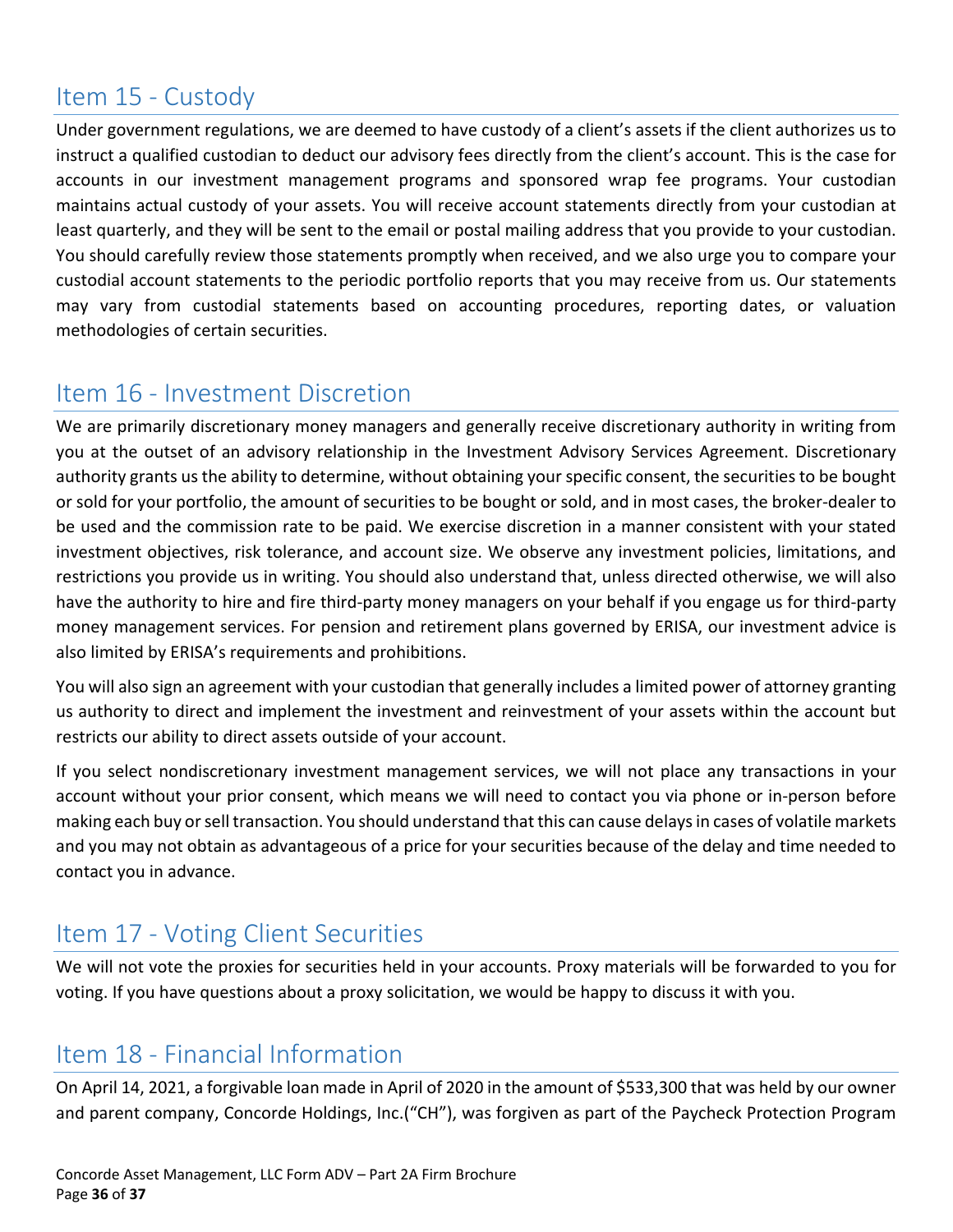## Item 15 - Custody

Under government regulations, we are deemed to have custody of a client's assets if the client authorizes us to instruct a qualified custodian to deduct our advisory fees directly from the client's account. This is the case for accounts in our investment management programs and sponsored wrap fee programs. Your custodian maintains actual custody of your assets. You will receive account statements directly from your custodian at least quarterly, and they will be sent to the email or postal mailing address that you provide to your custodian. You should carefully review those statements promptly when received, and we also urge you to compare your custodial account statements to the periodic portfolio reports that you may receive from us. Our statements may vary from custodial statements based on accounting procedures, reporting dates, or valuation methodologies of certain securities.

## Item 16 - Investment Discretion

We are primarily discretionary money managers and generally receive discretionary authority in writing from you at the outset of an advisory relationship in the Investment Advisory Services Agreement. Discretionary authority grants us the ability to determine, without obtaining your specific consent, the securities to be bought or sold for your portfolio, the amount of securities to be bought or sold, and in most cases, the broker-dealer to be used and the commission rate to be paid. We exercise discretion in a manner consistent with your stated investment objectives, risk tolerance, and account size. We observe any investment policies, limitations, and restrictions you provide us in writing. You should also understand that, unless directed otherwise, we will also have the authority to hire and fire third-party money managers on your behalf if you engage us for third-party money management services. For pension and retirement plans governed by ERISA, our investment advice is also limited by ERISA's requirements and prohibitions.

You will also sign an agreement with your custodian that generally includes a limited power of attorney granting us authority to direct and implement the investment and reinvestment of your assets within the account but restricts our ability to direct assets outside of your account.

If you select nondiscretionary investment management services, we will not place any transactions in your account without your prior consent, which means we will need to contact you via phone or in-person before making each buy or sell transaction. You should understand that this can cause delays in cases of volatile markets and you may not obtain as advantageous of a price for your securities because of the delay and time needed to contact you in advance.

## Item 17 - Voting Client Securities

We will not vote the proxies for securities held in your accounts. Proxy materials will be forwarded to you for voting. If you have questions about a proxy solicitation, we would be happy to discuss it with you.

## Item 18 - Financial Information

On April 14, 2021, a forgivable loan made in April of 2020 in the amount of $533,300 that was held by our owner and parent company, Concorde Holdings, Inc.("CH"), was forgiven as part of the Paycheck Protection Program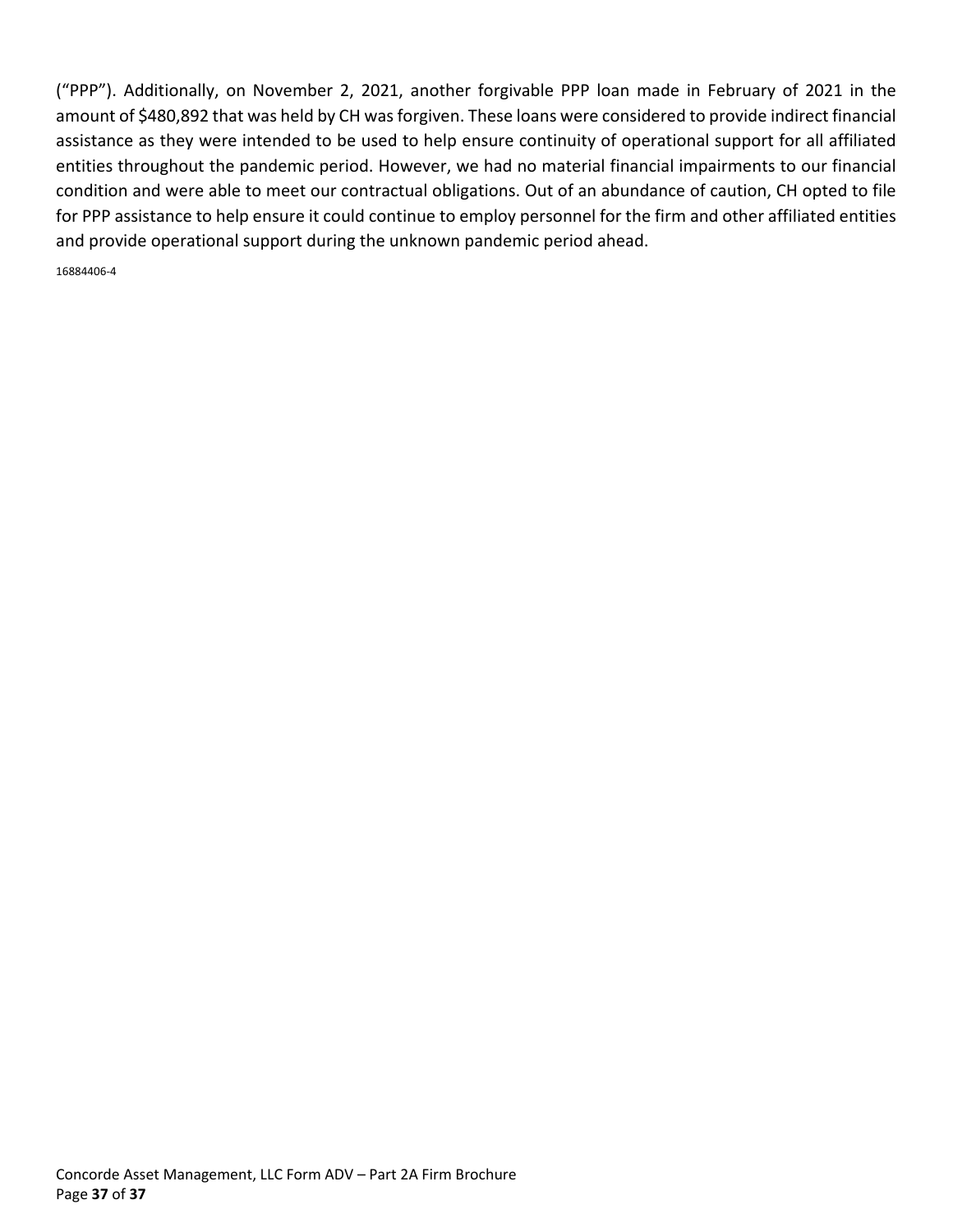("PPP"). Additionally, on November 2, 2021, another forgivable PPP loan made in February of 2021 in the amount of $480,892 that was held by CH was forgiven. These loans were considered to provide indirect financial assistance as they were intended to be used to help ensure continuity of operational support for all affiliated entities throughout the pandemic period. However, we had no material financial impairments to our financial condition and were able to meet our contractual obligations. Out of an abundance of caution, CH opted to file for PPP assistance to help ensure it could continue to employ personnel for the firm and other affiliated entities and provide operational support during the unknown pandemic period ahead.

16884406-4